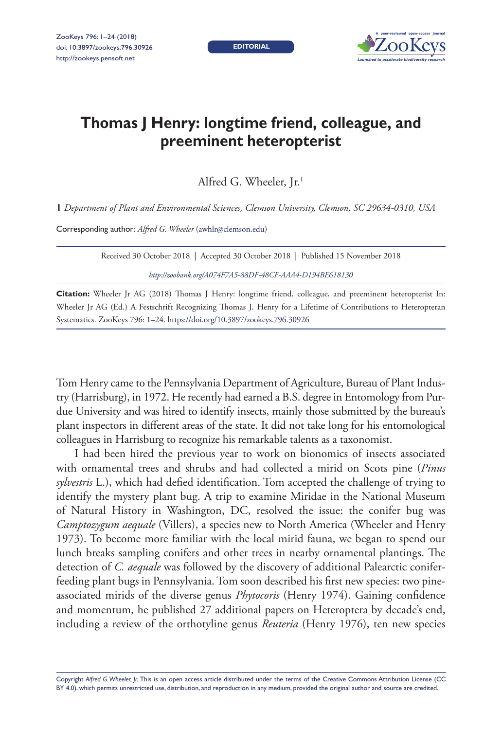# Thomas J Henry: longtime friend, colleague, and preeminent heteropterist

Alfred G. Wheeler, Jr.[1]

**1** *Department of Plant and Environmental Sciences, Clemson University, Clemson, SC 29634-0310, USA*

Corresponding author: *Alfred G. Wheeler* (awhlr@clemson.edu)

Received 30 October 2018 | Accepted 30 October 2018 | Published 15 November 2018

*http://zoobank.org/A074F7A5-88DF-48CF-AAA4-D194BE618130*

**Citation:** Wheeler Jr AG (2018) Thomas J Henry: longtime friend, colleague, and preeminent heteropterist In: Wheeler Jr AG (Ed.) A Festschrift Recognizing Thomas J. Henry for a Lifetime of Contributions to Heteropteran Systematics. ZooKeys 796: 1–24. https://doi.org/10.3897/zookeys.796.30926

Tom Henry came to the Pennsylvania Department of Agriculture, Bureau of Plant Industry (Harrisburg), in 1972. He recently had earned a B.S. degree in Entomology from Purdue University and was hired to identify insects, mainly those submitted by the bureau's plant inspectors in different areas of the state. It did not take long for his entomological colleagues in Harrisburg to recognize his remarkable talents as a taxonomist.

I had been hired the previous year to work on bionomics of insects associated with ornamental trees and shrubs and had collected a mirid on Scots pine (*Pinus sylvestris* L.), which had defied identification. Tom accepted the challenge of trying to identify the mystery plant bug. A trip to examine Miridae in the National Museum of Natural History in Washington, DC, resolved the issue: the conifer bug was *Camptozygum aequale* (Villers), a species new to North America (Wheeler and Henry 1973). To become more familiar with the local mirid fauna, we began to spend our lunch breaks sampling conifers and other trees in nearby ornamental plantings. The detection of *C. aequale* was followed by the discovery of additional Palearctic conifer-feeding plant bugs in Pennsylvania. Tom soon described his first new species: two pine-associated mirids of the diverse genus *Phytocoris* (Henry 1974). Gaining confidence and momentum, he published 27 additional papers on Heteroptera by decade's end, including a review of the orthotyline genus *Reuteria* (Henry 1976), ten new species

Copyright *Alfred G. Wheeler, Jr.* This is an open access article distributed under the terms of the Creative Commons Attribution License (CC BY 4.0), which permits unrestricted use, distribution, and reproduction in any medium, provided the original author and source are credited.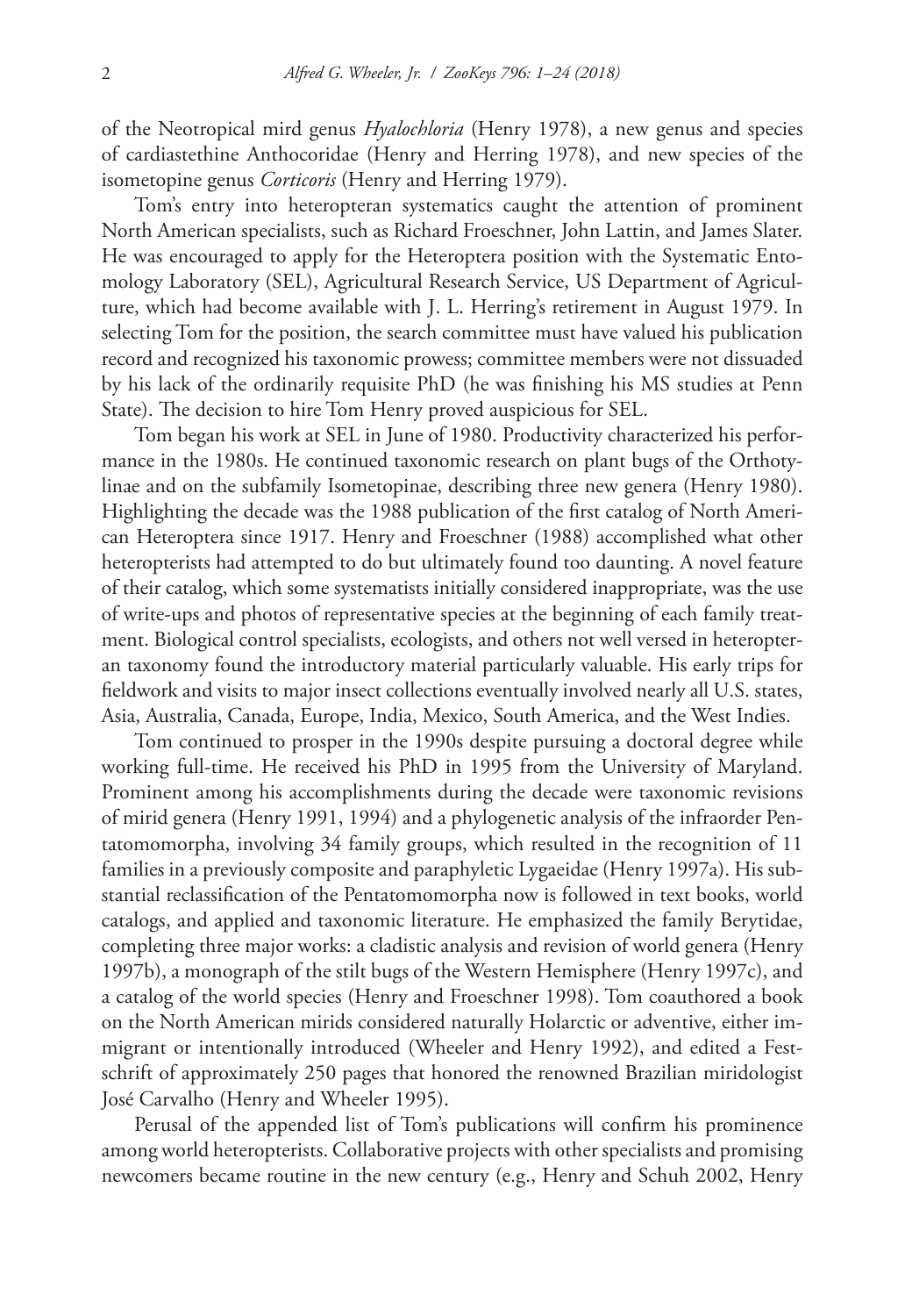of the Neotropical mird genus *Hyalochloria* (Henry 1978), a new genus and species of cardiastethine Anthocoridae (Henry and Herring 1978), and new species of the isometopine genus *Corticoris* (Henry and Herring 1979).

Tom's entry into heteropteran systematics caught the attention of prominent North American specialists, such as Richard Froeschner, John Lattin, and James Slater. He was encouraged to apply for the Heteroptera position with the Systematic Entomology Laboratory (SEL), Agricultural Research Service, US Department of Agriculture, which had become available with J. L. Herring's retirement in August 1979. In selecting Tom for the position, the search committee must have valued his publication record and recognized his taxonomic prowess; committee members were not dissuaded by his lack of the ordinarily requisite PhD (he was finishing his MS studies at Penn State). The decision to hire Tom Henry proved auspicious for SEL.

Tom began his work at SEL in June of 1980. Productivity characterized his performance in the 1980s. He continued taxonomic research on plant bugs of the Orthotylinae and on the subfamily Isometopinae, describing three new genera (Henry 1980). Highlighting the decade was the 1988 publication of the first catalog of North American Heteroptera since 1917. Henry and Froeschner (1988) accomplished what other heteropterists had attempted to do but ultimately found too daunting. A novel feature of their catalog, which some systematists initially considered inappropriate, was the use of write-ups and photos of representative species at the beginning of each family treatment. Biological control specialists, ecologists, and others not well versed in heteropteran taxonomy found the introductory material particularly valuable. His early trips for fieldwork and visits to major insect collections eventually involved nearly all U.S. states, Asia, Australia, Canada, Europe, India, Mexico, South America, and the West Indies.

Tom continued to prosper in the 1990s despite pursuing a doctoral degree while working full-time. He received his PhD in 1995 from the University of Maryland. Prominent among his accomplishments during the decade were taxonomic revisions of mirid genera (Henry 1991, 1994) and a phylogenetic analysis of the infraorder Pentatomomorpha, involving 34 family groups, which resulted in the recognition of 11 families in a previously composite and paraphyletic Lygaeidae (Henry 1997a). His substantial reclassification of the Pentatomomorpha now is followed in text books, world catalogs, and applied and taxonomic literature. He emphasized the family Berytidae, completing three major works: a cladistic analysis and revision of world genera (Henry 1997b), a monograph of the stilt bugs of the Western Hemisphere (Henry 1997c), and a catalog of the world species (Henry and Froeschner 1998). Tom coauthored a book on the North American mirids considered naturally Holarctic or adventive, either immigrant or intentionally introduced (Wheeler and Henry 1992), and edited a Festschrift of approximately 250 pages that honored the renowned Brazilian miridologist José Carvalho (Henry and Wheeler 1995).

Perusal of the appended list of Tom's publications will confirm his prominence among world heteropterists. Collaborative projects with other specialists and promising newcomers became routine in the new century (e.g., Henry and Schuh 2002, Henry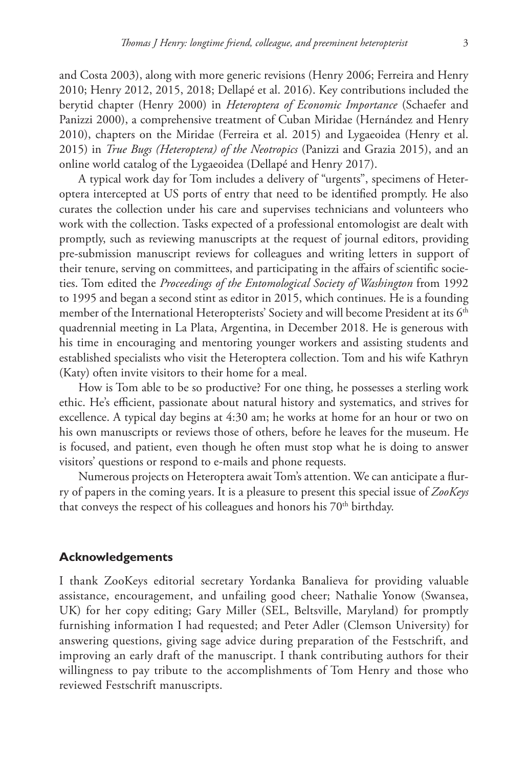and Costa 2003), along with more generic revisions (Henry 2006; Ferreira and Henry 2010; Henry 2012, 2015, 2018; Dellapé et al. 2016). Key contributions included the berytid chapter (Henry 2000) in *Heteroptera of Economic Importance* (Schaefer and Panizzi 2000), a comprehensive treatment of Cuban Miridae (Hernández and Henry 2010), chapters on the Miridae (Ferreira et al. 2015) and Lygaeoidea (Henry et al. 2015) in *True Bugs (Heteroptera) of the Neotropics* (Panizzi and Grazia 2015), and an online world catalog of the Lygaeoidea (Dellapé and Henry 2017).

A typical work day for Tom includes a delivery of "urgents", specimens of Heteroptera intercepted at US ports of entry that need to be identified promptly. He also curates the collection under his care and supervises technicians and volunteers who work with the collection. Tasks expected of a professional entomologist are dealt with promptly, such as reviewing manuscripts at the request of journal editors, providing pre-submission manuscript reviews for colleagues and writing letters in support of their tenure, serving on committees, and participating in the affairs of scientific societies. Tom edited the *Proceedings of the Entomological Society of Washington* from 1992 to 1995 and began a second stint as editor in 2015, which continues. He is a founding member of the International Heteropterists' Society and will become President at its 6th quadrennial meeting in La Plata, Argentina, in December 2018. He is generous with his time in encouraging and mentoring younger workers and assisting students and established specialists who visit the Heteroptera collection. Tom and his wife Kathryn (Katy) often invite visitors to their home for a meal.

How is Tom able to be so productive? For one thing, he possesses a sterling work ethic. He's efficient, passionate about natural history and systematics, and strives for excellence. A typical day begins at 4:30 am; he works at home for an hour or two on his own manuscripts or reviews those of others, before he leaves for the museum. He is focused, and patient, even though he often must stop what he is doing to answer visitors' questions or respond to e-mails and phone requests.

Numerous projects on Heteroptera await Tom's attention. We can anticipate a flurry of papers in the coming years. It is a pleasure to present this special issue of *ZooKeys* that conveys the respect of his colleagues and honors his 70th birthday.

## Acknowledgements

I thank ZooKeys editorial secretary Yordanka Banalieva for providing valuable assistance, encouragement, and unfailing good cheer; Nathalie Yonow (Swansea, UK) for her copy editing; Gary Miller (SEL, Beltsville, Maryland) for promptly furnishing information I had requested; and Peter Adler (Clemson University) for answering questions, giving sage advice during preparation of the Festschrift, and improving an early draft of the manuscript. I thank contributing authors for their willingness to pay tribute to the accomplishments of Tom Henry and those who reviewed Festschrift manuscripts.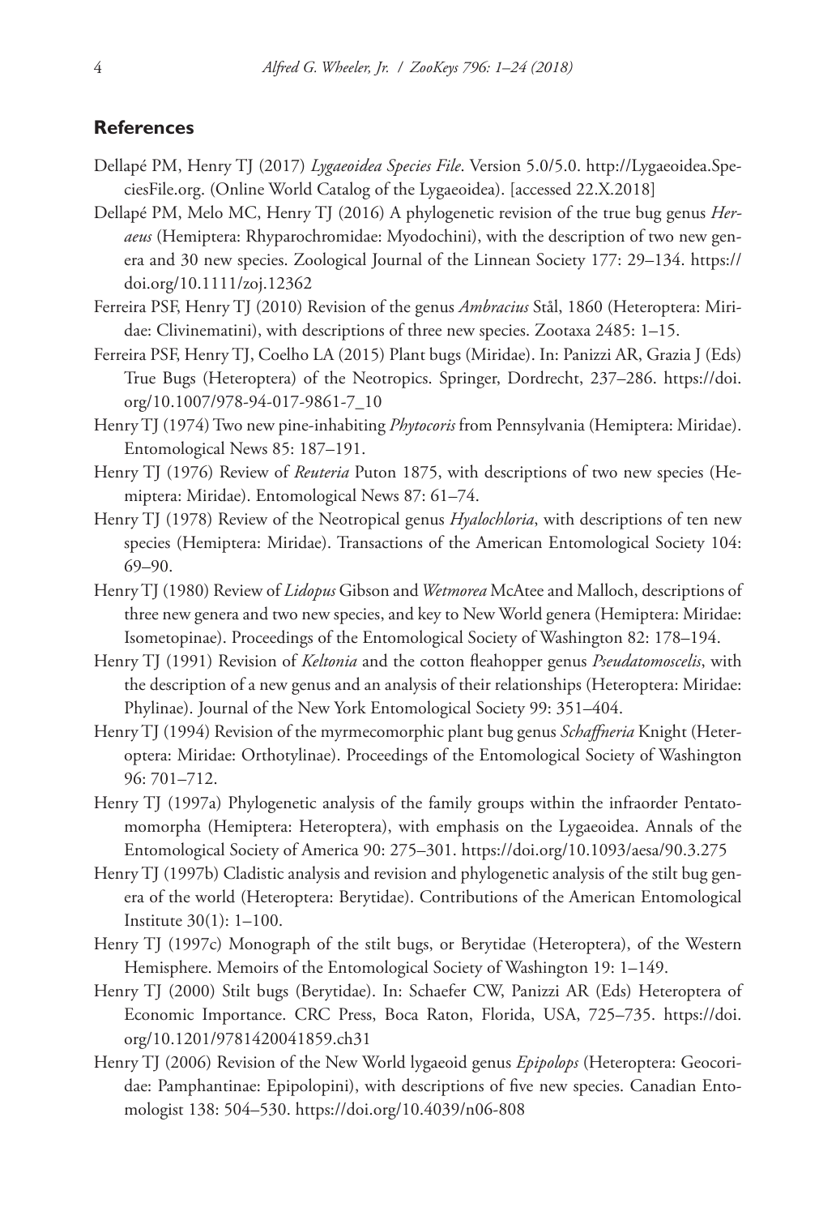## References

Dellapé PM, Henry TJ (2017) *Lygaeoidea Species File*. Version 5.0/5.0. http://Lygaeoidea.SpeciesFile.org. (Online World Catalog of the Lygaeoidea). [accessed 22.X.2018]

Dellapé PM, Melo MC, Henry TJ (2016) A phylogenetic revision of the true bug genus *Heraeus* (Hemiptera: Rhyparochromidae: Myodochini), with the description of two new genera and 30 new species. Zoological Journal of the Linnean Society 177: 29–134. https://doi.org/10.1111/zoj.12362

Ferreira PSF, Henry TJ (2010) Revision of the genus *Ambracius* Stål, 1860 (Heteroptera: Miridae: Clivinematini), with descriptions of three new species. Zootaxa 2485: 1–15.

Ferreira PSF, Henry TJ, Coelho LA (2015) Plant bugs (Miridae). In: Panizzi AR, Grazia J (Eds) True Bugs (Heteroptera) of the Neotropics. Springer, Dordrecht, 237–286. https://doi.org/10.1007/978-94-017-9861-7_10

Henry TJ (1974) Two new pine-inhabiting *Phytocoris* from Pennsylvania (Hemiptera: Miridae). Entomological News 85: 187–191.

Henry TJ (1976) Review of *Reuteria* Puton 1875, with descriptions of two new species (Hemiptera: Miridae). Entomological News 87: 61–74.

Henry TJ (1978) Review of the Neotropical genus *Hyalochloria*, with descriptions of ten new species (Hemiptera: Miridae). Transactions of the American Entomological Society 104: 69–90.

Henry TJ (1980) Review of *Lidopus* Gibson and *Wetmorea* McAtee and Malloch, descriptions of three new genera and two new species, and key to New World genera (Hemiptera: Miridae: Isometopinae). Proceedings of the Entomological Society of Washington 82: 178–194.

Henry TJ (1991) Revision of *Keltonia* and the cotton fleahopper genus *Pseudatomoscelis*, with the description of a new genus and an analysis of their relationships (Heteroptera: Miridae: Phylinae). Journal of the New York Entomological Society 99: 351–404.

Henry TJ (1994) Revision of the myrmecomorphic plant bug genus *Schaffneria* Knight (Heteroptera: Miridae: Orthotylinae). Proceedings of the Entomological Society of Washington 96: 701–712.

Henry TJ (1997a) Phylogenetic analysis of the family groups within the infraorder Pentatomomorpha (Hemiptera: Heteroptera), with emphasis on the Lygaeoidea. Annals of the Entomological Society of America 90: 275–301. https://doi.org/10.1093/aesa/90.3.275

Henry TJ (1997b) Cladistic analysis and revision and phylogenetic analysis of the stilt bug genera of the world (Heteroptera: Berytidae). Contributions of the American Entomological Institute 30(1): 1–100.

Henry TJ (1997c) Monograph of the stilt bugs, or Berytidae (Heteroptera), of the Western Hemisphere. Memoirs of the Entomological Society of Washington 19: 1–149.

Henry TJ (2000) Stilt bugs (Berytidae). In: Schaefer CW, Panizzi AR (Eds) Heteroptera of Economic Importance. CRC Press, Boca Raton, Florida, USA, 725–735. https://doi.org/10.1201/9781420041859.ch31

Henry TJ (2006) Revision of the New World lygaeoid genus *Epipolops* (Heteroptera: Geocoridae: Pamphantinae: Epipolopini), with descriptions of five new species. Canadian Entomologist 138: 504–530. https://doi.org/10.4039/n06-808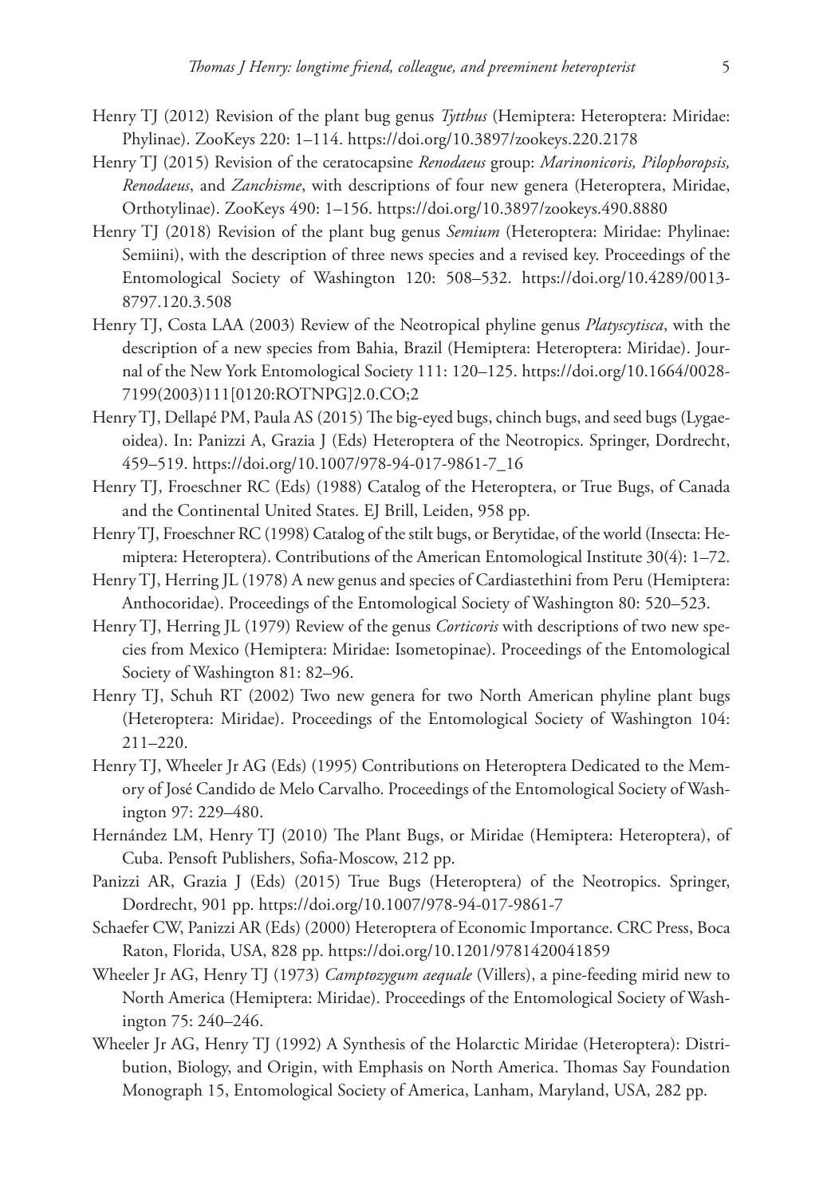Henry TJ (2012) Revision of the plant bug genus *Tytthus* (Hemiptera: Heteroptera: Miridae: Phylinae). ZooKeys 220: 1–114. https://doi.org/10.3897/zookeys.220.2178

Henry TJ (2015) Revision of the ceratocapsine *Renodaeus* group: *Marinonicoris, Pilophoropsis, Renodaeus*, and *Zanchisme*, with descriptions of four new genera (Heteroptera, Miridae, Orthotylinae). ZooKeys 490: 1–156. https://doi.org/10.3897/zookeys.490.8880

Henry TJ (2018) Revision of the plant bug genus *Semium* (Heteroptera: Miridae: Phylinae: Semiini), with the description of three news species and a revised key. Proceedings of the Entomological Society of Washington 120: 508–532. https://doi.org/10.4289/0013-8797.120.3.508

Henry TJ, Costa LAA (2003) Review of the Neotropical phyline genus *Platyscytisca*, with the description of a new species from Bahia, Brazil (Hemiptera: Heteroptera: Miridae). Journal of the New York Entomological Society 111: 120–125. https://doi.org/10.1664/0028-7199(2003)111[0120:ROTNPG]2.0.CO;2

Henry TJ, Dellapé PM, Paula AS (2015) The big-eyed bugs, chinch bugs, and seed bugs (Lygaeoidea). In: Panizzi A, Grazia J (Eds) Heteroptera of the Neotropics. Springer, Dordrecht, 459–519. https://doi.org/10.1007/978-94-017-9861-7_16

Henry TJ, Froeschner RC (Eds) (1988) Catalog of the Heteroptera, or True Bugs, of Canada and the Continental United States. EJ Brill, Leiden, 958 pp.

Henry TJ, Froeschner RC (1998) Catalog of the stilt bugs, or Berytidae, of the world (Insecta: Hemiptera: Heteroptera). Contributions of the American Entomological Institute 30(4): 1–72.

Henry TJ, Herring JL (1978) A new genus and species of Cardiastethini from Peru (Hemiptera: Anthocoridae). Proceedings of the Entomological Society of Washington 80: 520–523.

Henry TJ, Herring JL (1979) Review of the genus *Corticoris* with descriptions of two new species from Mexico (Hemiptera: Miridae: Isometopinae). Proceedings of the Entomological Society of Washington 81: 82–96.

Henry TJ, Schuh RT (2002) Two new genera for two North American phyline plant bugs (Heteroptera: Miridae). Proceedings of the Entomological Society of Washington 104: 211–220.

Henry TJ, Wheeler Jr AG (Eds) (1995) Contributions on Heteroptera Dedicated to the Memory of José Candido de Melo Carvalho. Proceedings of the Entomological Society of Washington 97: 229–480.

Hernández LM, Henry TJ (2010) The Plant Bugs, or Miridae (Hemiptera: Heteroptera), of Cuba. Pensoft Publishers, Sofia-Moscow, 212 pp.

Panizzi AR, Grazia J (Eds) (2015) True Bugs (Heteroptera) of the Neotropics. Springer, Dordrecht, 901 pp. https://doi.org/10.1007/978-94-017-9861-7

Schaefer CW, Panizzi AR (Eds) (2000) Heteroptera of Economic Importance. CRC Press, Boca Raton, Florida, USA, 828 pp. https://doi.org/10.1201/9781420041859

Wheeler Jr AG, Henry TJ (1973) *Camptozygum aequale* (Villers), a pine-feeding mirid new to North America (Hemiptera: Miridae). Proceedings of the Entomological Society of Washington 75: 240–246.

Wheeler Jr AG, Henry TJ (1992) A Synthesis of the Holarctic Miridae (Heteroptera): Distribution, Biology, and Origin, with Emphasis on North America. Thomas Say Foundation Monograph 15, Entomological Society of America, Lanham, Maryland, USA, 282 pp.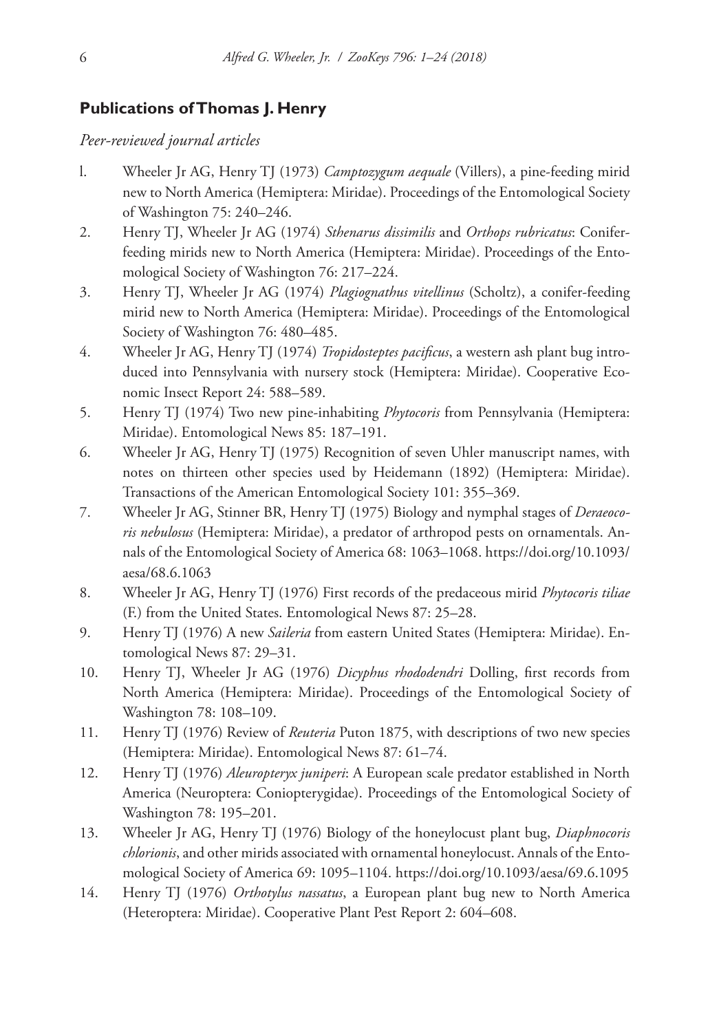## Publications of Thomas J. Henry

*Peer-reviewed journal articles*

l. Wheeler Jr AG, Henry TJ (1973) *Camptozygum aequale* (Villers), a pine-feeding mirid new to North America (Hemiptera: Miridae). Proceedings of the Entomological Society of Washington 75: 240–246.
2. Henry TJ, Wheeler Jr AG (1974) *Sthenarus dissimilis* and *Orthops rubricatus*: Conifer-feeding mirids new to North America (Hemiptera: Miridae). Proceedings of the Entomological Society of Washington 76: 217–224.
3. Henry TJ, Wheeler Jr AG (1974) *Plagiognathus vitellinus* (Scholtz), a conifer-feeding mirid new to North America (Hemiptera: Miridae). Proceedings of the Entomological Society of Washington 76: 480–485.
4. Wheeler Jr AG, Henry TJ (1974) *Tropidosteptes pacificus*, a western ash plant bug introduced into Pennsylvania with nursery stock (Hemiptera: Miridae). Cooperative Economic Insect Report 24: 588–589.
5. Henry TJ (1974) Two new pine-inhabiting *Phytocoris* from Pennsylvania (Hemiptera: Miridae). Entomological News 85: 187–191.
6. Wheeler Jr AG, Henry TJ (1975) Recognition of seven Uhler manuscript names, with notes on thirteen other species used by Heidemann (1892) (Hemiptera: Miridae). Transactions of the American Entomological Society 101: 355–369.
7. Wheeler Jr AG, Stinner BR, Henry TJ (1975) Biology and nymphal stages of *Deraeocoris nebulosus* (Hemiptera: Miridae), a predator of arthropod pests on ornamentals. Annals of the Entomological Society of America 68: 1063–1068. https://doi.org/10.1093/aesa/68.6.1063
8. Wheeler Jr AG, Henry TJ (1976) First records of the predaceous mirid *Phytocoris tiliae* (F.) from the United States. Entomological News 87: 25–28.
9. Henry TJ (1976) A new *Saileria* from eastern United States (Hemiptera: Miridae). Entomological News 87: 29–31.
10. Henry TJ, Wheeler Jr AG (1976) *Dicyphus rhododendri* Dolling, first records from North America (Hemiptera: Miridae). Proceedings of the Entomological Society of Washington 78: 108–109.
11. Henry TJ (1976) Review of *Reuteria* Puton 1875, with descriptions of two new species (Hemiptera: Miridae). Entomological News 87: 61–74.
12. Henry TJ (1976) *Aleuropteryx juniperi*: A European scale predator established in North America (Neuroptera: Coniopterygidae). Proceedings of the Entomological Society of Washington 78: 195–201.
13. Wheeler Jr AG, Henry TJ (1976) Biology of the honeylocust plant bug, *Diaphnocoris chlorionis*, and other mirids associated with ornamental honeylocust. Annals of the Entomological Society of America 69: 1095–1104. https://doi.org/10.1093/aesa/69.6.1095
14. Henry TJ (1976) *Orthotylus nassatus*, a European plant bug new to North America (Heteroptera: Miridae). Cooperative Plant Pest Report 2: 604–608.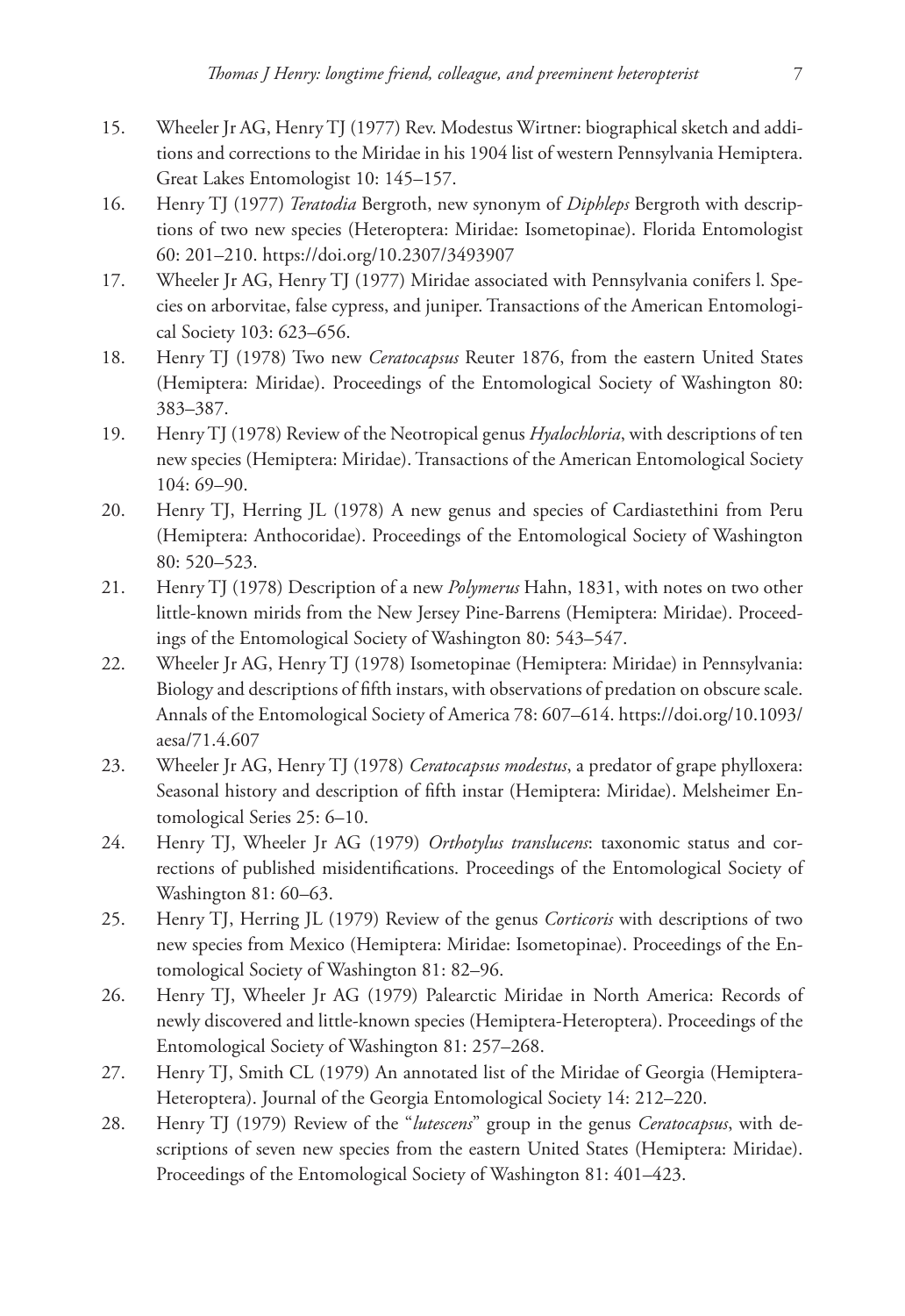15. Wheeler Jr AG, Henry TJ (1977) Rev. Modestus Wirtner: biographical sketch and additions and corrections to the Miridae in his 1904 list of western Pennsylvania Hemiptera. Great Lakes Entomologist 10: 145–157.
16. Henry TJ (1977) *Teratodia* Bergroth, new synonym of *Diphleps* Bergroth with descriptions of two new species (Heteroptera: Miridae: Isometopinae). Florida Entomologist 60: 201–210. https://doi.org/10.2307/3493907
17. Wheeler Jr AG, Henry TJ (1977) Miridae associated with Pennsylvania conifers l. Species on arborvitae, false cypress, and juniper. Transactions of the American Entomological Society 103: 623–656.
18. Henry TJ (1978) Two new *Ceratocapsus* Reuter 1876, from the eastern United States (Hemiptera: Miridae). Proceedings of the Entomological Society of Washington 80: 383–387.
19. Henry TJ (1978) Review of the Neotropical genus *Hyalochloria*, with descriptions of ten new species (Hemiptera: Miridae). Transactions of the American Entomological Society 104: 69–90.
20. Henry TJ, Herring JL (1978) A new genus and species of Cardiastethini from Peru (Hemiptera: Anthocoridae). Proceedings of the Entomological Society of Washington 80: 520–523.
21. Henry TJ (1978) Description of a new *Polymerus* Hahn, 1831, with notes on two other little-known mirids from the New Jersey Pine-Barrens (Hemiptera: Miridae). Proceedings of the Entomological Society of Washington 80: 543–547.
22. Wheeler Jr AG, Henry TJ (1978) Isometopinae (Hemiptera: Miridae) in Pennsylvania: Biology and descriptions of fifth instars, with observations of predation on obscure scale. Annals of the Entomological Society of America 78: 607–614. https://doi.org/10.1093/aesa/71.4.607
23. Wheeler Jr AG, Henry TJ (1978) *Ceratocapsus modestus*, a predator of grape phylloxera: Seasonal history and description of fifth instar (Hemiptera: Miridae). Melsheimer Entomological Series 25: 6–10.
24. Henry TJ, Wheeler Jr AG (1979) *Orthotylus translucens*: taxonomic status and corrections of published misidentifications. Proceedings of the Entomological Society of Washington 81: 60–63.
25. Henry TJ, Herring JL (1979) Review of the genus *Corticoris* with descriptions of two new species from Mexico (Hemiptera: Miridae: Isometopinae). Proceedings of the Entomological Society of Washington 81: 82–96.
26. Henry TJ, Wheeler Jr AG (1979) Palearctic Miridae in North America: Records of newly discovered and little-known species (Hemiptera-Heteroptera). Proceedings of the Entomological Society of Washington 81: 257–268.
27. Henry TJ, Smith CL (1979) An annotated list of the Miridae of Georgia (Hemiptera-Heteroptera). Journal of the Georgia Entomological Society 14: 212–220.
28. Henry TJ (1979) Review of the "*lutescens*" group in the genus *Ceratocapsus*, with descriptions of seven new species from the eastern United States (Hemiptera: Miridae). Proceedings of the Entomological Society of Washington 81: 401–423.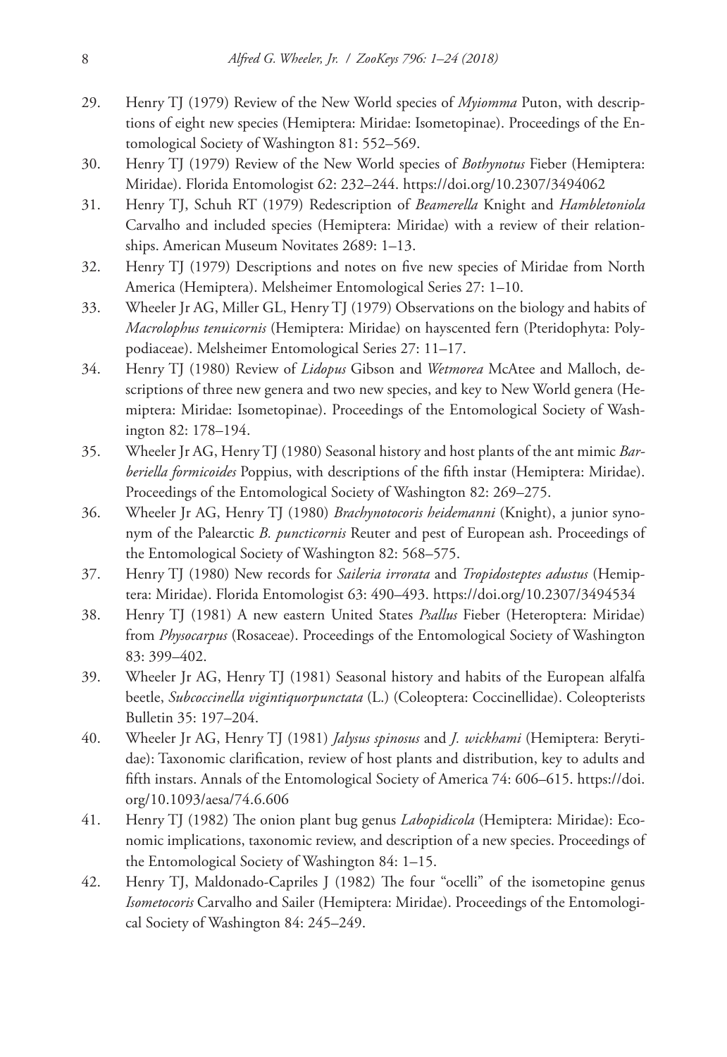29. Henry TJ (1979) Review of the New World species of *Myiomma* Puton, with descriptions of eight new species (Hemiptera: Miridae: Isometopinae). Proceedings of the Entomological Society of Washington 81: 552–569.
30. Henry TJ (1979) Review of the New World species of *Bothynotus* Fieber (Hemiptera: Miridae). Florida Entomologist 62: 232–244. https://doi.org/10.2307/3494062
31. Henry TJ, Schuh RT (1979) Redescription of *Beamerella* Knight and *Hambletoniola* Carvalho and included species (Hemiptera: Miridae) with a review of their relationships. American Museum Novitates 2689: 1–13.
32. Henry TJ (1979) Descriptions and notes on five new species of Miridae from North America (Hemiptera). Melsheimer Entomological Series 27: 1–10.
33. Wheeler Jr AG, Miller GL, Henry TJ (1979) Observations on the biology and habits of *Macrolophus tenuicornis* (Hemiptera: Miridae) on hayscented fern (Pteridophyta: Polypodiaceae). Melsheimer Entomological Series 27: 11–17.
34. Henry TJ (1980) Review of *Lidopus* Gibson and *Wetmorea* McAtee and Malloch, descriptions of three new genera and two new species, and key to New World genera (Hemiptera: Miridae: Isometopinae). Proceedings of the Entomological Society of Washington 82: 178–194.
35. Wheeler Jr AG, Henry TJ (1980) Seasonal history and host plants of the ant mimic *Barberiella formicoides* Poppius, with descriptions of the fifth instar (Hemiptera: Miridae). Proceedings of the Entomological Society of Washington 82: 269–275.
36. Wheeler Jr AG, Henry TJ (1980) *Brachynotocoris heidemanni* (Knight), a junior synonym of the Palearctic *B. puncticornis* Reuter and pest of European ash. Proceedings of the Entomological Society of Washington 82: 568–575.
37. Henry TJ (1980) New records for *Saileria irrorata* and *Tropidosteptes adustus* (Hemiptera: Miridae). Florida Entomologist 63: 490–493. https://doi.org/10.2307/3494534
38. Henry TJ (1981) A new eastern United States *Psallus* Fieber (Heteroptera: Miridae) from *Physocarpus* (Rosaceae). Proceedings of the Entomological Society of Washington 83: 399–402.
39. Wheeler Jr AG, Henry TJ (1981) Seasonal history and habits of the European alfalfa beetle, *Subcoccinella vigintiquorpunctata* (L.) (Coleoptera: Coccinellidae). Coleopterists Bulletin 35: 197–204.
40. Wheeler Jr AG, Henry TJ (1981) *Jalysus spinosus* and *J. wickhami* (Hemiptera: Berytidae): Taxonomic clarification, review of host plants and distribution, key to adults and fifth instars. Annals of the Entomological Society of America 74: 606–615. https://doi.org/10.1093/aesa/74.6.606
41. Henry TJ (1982) The onion plant bug genus *Labopidicola* (Hemiptera: Miridae): Economic implications, taxonomic review, and description of a new species. Proceedings of the Entomological Society of Washington 84: 1–15.
42. Henry TJ, Maldonado-Capriles J (1982) The four "ocelli" of the isometopine genus *Isometocoris* Carvalho and Sailer (Hemiptera: Miridae). Proceedings of the Entomological Society of Washington 84: 245–249.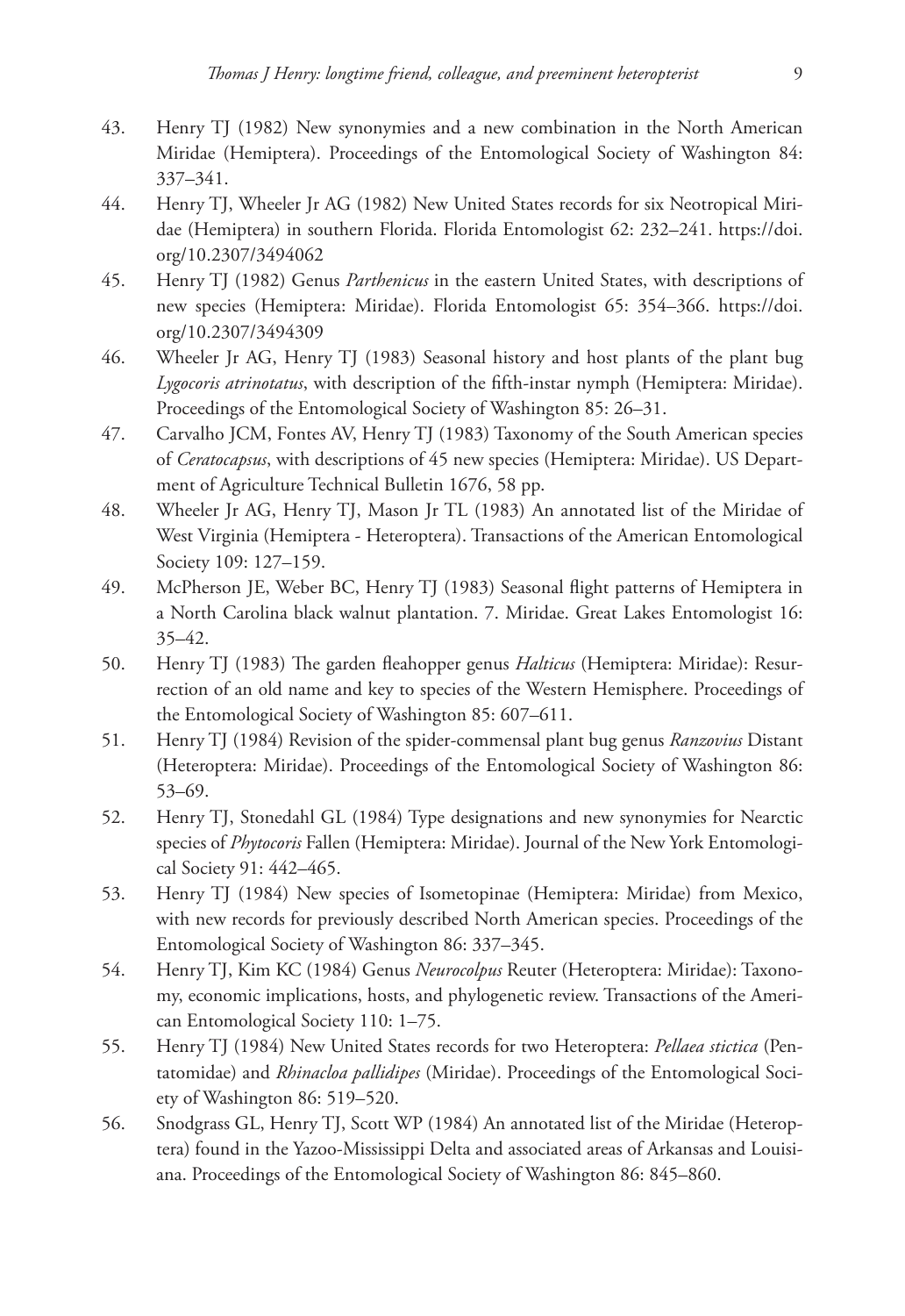43. Henry TJ (1982) New synonymies and a new combination in the North American Miridae (Hemiptera). Proceedings of the Entomological Society of Washington 84: 337–341.
44. Henry TJ, Wheeler Jr AG (1982) New United States records for six Neotropical Miridae (Hemiptera) in southern Florida. Florida Entomologist 62: 232–241. https://doi.org/10.2307/3494062
45. Henry TJ (1982) Genus *Parthenicus* in the eastern United States, with descriptions of new species (Hemiptera: Miridae). Florida Entomologist 65: 354–366. https://doi.org/10.2307/3494309
46. Wheeler Jr AG, Henry TJ (1983) Seasonal history and host plants of the plant bug *Lygocoris atrinotatus*, with description of the fifth-instar nymph (Hemiptera: Miridae). Proceedings of the Entomological Society of Washington 85: 26–31.
47. Carvalho JCM, Fontes AV, Henry TJ (1983) Taxonomy of the South American species of *Ceratocapsus*, with descriptions of 45 new species (Hemiptera: Miridae). US Department of Agriculture Technical Bulletin 1676, 58 pp.
48. Wheeler Jr AG, Henry TJ, Mason Jr TL (1983) An annotated list of the Miridae of West Virginia (Hemiptera - Heteroptera). Transactions of the American Entomological Society 109: 127–159.
49. McPherson JE, Weber BC, Henry TJ (1983) Seasonal flight patterns of Hemiptera in a North Carolina black walnut plantation. 7. Miridae. Great Lakes Entomologist 16: 35–42.
50. Henry TJ (1983) The garden fleahopper genus *Halticus* (Hemiptera: Miridae): Resurrection of an old name and key to species of the Western Hemisphere. Proceedings of the Entomological Society of Washington 85: 607–611.
51. Henry TJ (1984) Revision of the spider-commensal plant bug genus *Ranzovius* Distant (Heteroptera: Miridae). Proceedings of the Entomological Society of Washington 86: 53–69.
52. Henry TJ, Stonedahl GL (1984) Type designations and new synonymies for Nearctic species of *Phytocoris* Fallen (Hemiptera: Miridae). Journal of the New York Entomological Society 91: 442–465.
53. Henry TJ (1984) New species of Isometopinae (Hemiptera: Miridae) from Mexico, with new records for previously described North American species. Proceedings of the Entomological Society of Washington 86: 337–345.
54. Henry TJ, Kim KC (1984) Genus *Neurocolpus* Reuter (Heteroptera: Miridae): Taxonomy, economic implications, hosts, and phylogenetic review. Transactions of the American Entomological Society 110: 1–75.
55. Henry TJ (1984) New United States records for two Heteroptera: *Pellaea stictica* (Pentatomidae) and *Rhinacloa pallidipes* (Miridae). Proceedings of the Entomological Society of Washington 86: 519–520.
56. Snodgrass GL, Henry TJ, Scott WP (1984) An annotated list of the Miridae (Heteroptera) found in the Yazoo-Mississippi Delta and associated areas of Arkansas and Louisiana. Proceedings of the Entomological Society of Washington 86: 845–860.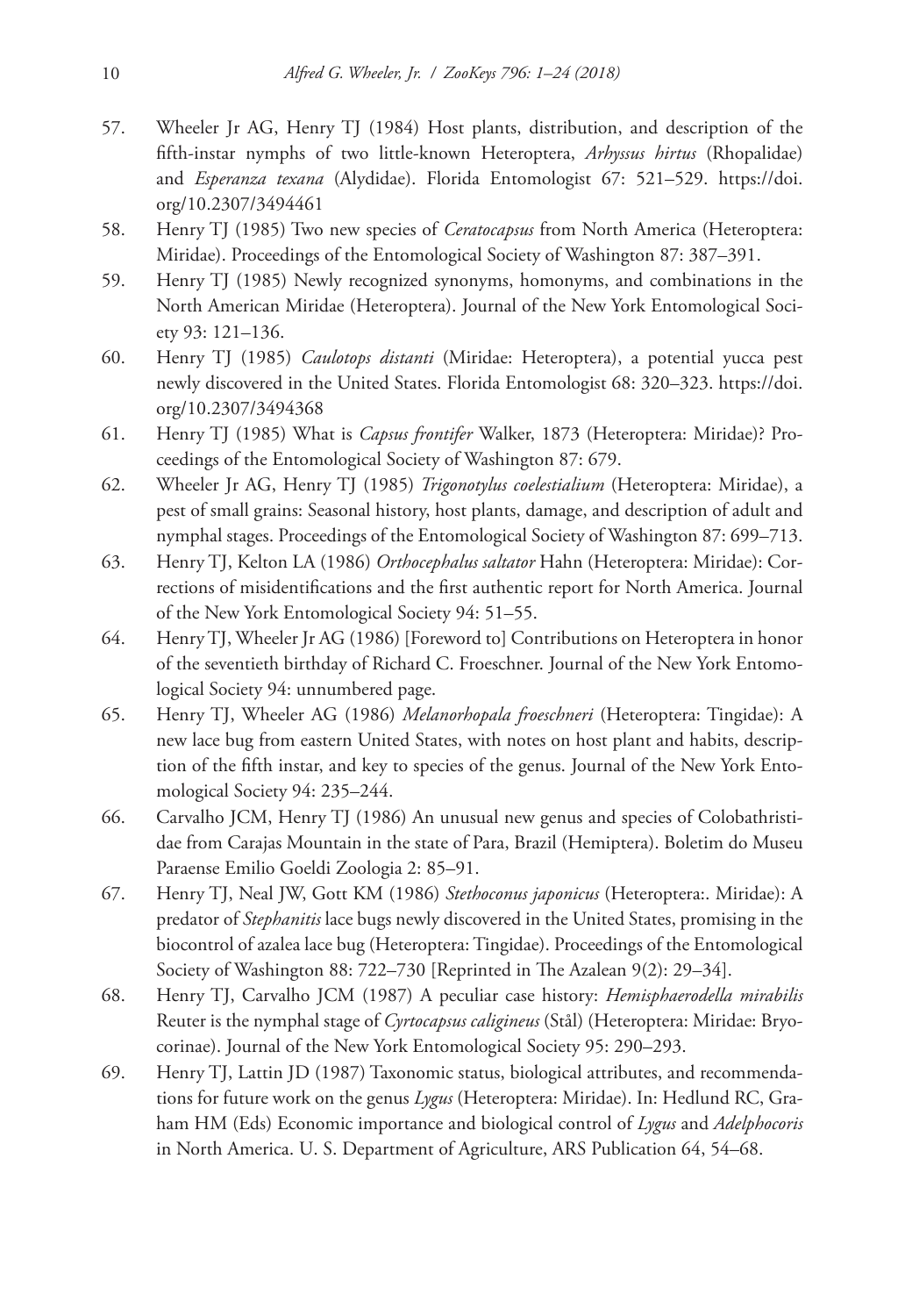57. Wheeler Jr AG, Henry TJ (1984) Host plants, distribution, and description of the fifth-instar nymphs of two little-known Heteroptera, *Arhyssus hirtus* (Rhopalidae) and *Esperanza texana* (Alydidae). Florida Entomologist 67: 521–529. https://doi.org/10.2307/3494461
58. Henry TJ (1985) Two new species of *Ceratocapsus* from North America (Heteroptera: Miridae). Proceedings of the Entomological Society of Washington 87: 387–391.
59. Henry TJ (1985) Newly recognized synonyms, homonyms, and combinations in the North American Miridae (Heteroptera). Journal of the New York Entomological Society 93: 121–136.
60. Henry TJ (1985) *Caulotops distanti* (Miridae: Heteroptera), a potential yucca pest newly discovered in the United States. Florida Entomologist 68: 320–323. https://doi.org/10.2307/3494368
61. Henry TJ (1985) What is *Capsus frontifer* Walker, 1873 (Heteroptera: Miridae)? Proceedings of the Entomological Society of Washington 87: 679.
62. Wheeler Jr AG, Henry TJ (1985) *Trigonotylus coelestialium* (Heteroptera: Miridae), a pest of small grains: Seasonal history, host plants, damage, and description of adult and nymphal stages. Proceedings of the Entomological Society of Washington 87: 699–713.
63. Henry TJ, Kelton LA (1986) *Orthocephalus saltator* Hahn (Heteroptera: Miridae): Corrections of misidentifications and the first authentic report for North America. Journal of the New York Entomological Society 94: 51–55.
64. Henry TJ, Wheeler Jr AG (1986) [Foreword to] Contributions on Heteroptera in honor of the seventieth birthday of Richard C. Froeschner. Journal of the New York Entomological Society 94: unnumbered page.
65. Henry TJ, Wheeler AG (1986) *Melanorhopala froeschneri* (Heteroptera: Tingidae): A new lace bug from eastern United States, with notes on host plant and habits, description of the fifth instar, and key to species of the genus. Journal of the New York Entomological Society 94: 235–244.
66. Carvalho JCM, Henry TJ (1986) An unusual new genus and species of Colobathristidae from Carajas Mountain in the state of Para, Brazil (Hemiptera). Boletim do Museu Paraense Emilio Goeldi Zoologia 2: 85–91.
67. Henry TJ, Neal JW, Gott KM (1986) *Stethoconus japonicus* (Heteroptera:. Miridae): A predator of *Stephanitis* lace bugs newly discovered in the United States, promising in the biocontrol of azalea lace bug (Heteroptera: Tingidae). Proceedings of the Entomological Society of Washington 88: 722–730 [Reprinted in The Azalean 9(2): 29–34].
68. Henry TJ, Carvalho JCM (1987) A peculiar case history: *Hemisphaerodella mirabilis* Reuter is the nymphal stage of *Cyrtocapsus caligineus* (Stål) (Heteroptera: Miridae: Bryocorinae). Journal of the New York Entomological Society 95: 290–293.
69. Henry TJ, Lattin JD (1987) Taxonomic status, biological attributes, and recommendations for future work on the genus *Lygus* (Heteroptera: Miridae). In: Hedlund RC, Graham HM (Eds) Economic importance and biological control of *Lygus* and *Adelphocoris* in North America. U. S. Department of Agriculture, ARS Publication 64, 54–68.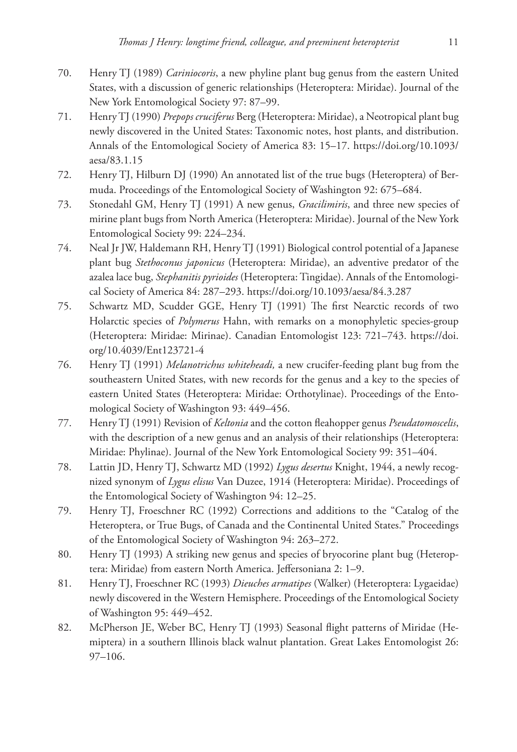70. Henry TJ (1989) *Cariniocoris*, a new phyline plant bug genus from the eastern United States, with a discussion of generic relationships (Heteroptera: Miridae). Journal of the New York Entomological Society 97: 87–99.
71. Henry TJ (1990) *Prepops cruciferus* Berg (Heteroptera: Miridae), a Neotropical plant bug newly discovered in the United States: Taxonomic notes, host plants, and distribution. Annals of the Entomological Society of America 83: 15–17. https://doi.org/10.1093/aesa/83.1.15
72. Henry TJ, Hilburn DJ (1990) An annotated list of the true bugs (Heteroptera) of Bermuda. Proceedings of the Entomological Society of Washington 92: 675–684.
73. Stonedahl GM, Henry TJ (1991) A new genus, *Gracilimiris*, and three new species of mirine plant bugs from North America (Heteroptera: Miridae). Journal of the New York Entomological Society 99: 224–234.
74. Neal Jr JW, Haldemann RH, Henry TJ (1991) Biological control potential of a Japanese plant bug *Stethoconus japonicus* (Heteroptera: Miridae), an adventive predator of the azalea lace bug, *Stephanitis pyrioides* (Heteroptera: Tingidae). Annals of the Entomological Society of America 84: 287–293. https://doi.org/10.1093/aesa/84.3.287
75. Schwartz MD, Scudder GGE, Henry TJ (1991) The first Nearctic records of two Holarctic species of *Polymerus* Hahn, with remarks on a monophyletic species-group (Heteroptera: Miridae: Mirinae). Canadian Entomologist 123: 721–743. https://doi.org/10.4039/Ent123721-4
76. Henry TJ (1991) *Melanotrichus whiteheadi,* a new crucifer-feeding plant bug from the southeastern United States, with new records for the genus and a key to the species of eastern United States (Heteroptera: Miridae: Orthotylinae). Proceedings of the Entomological Society of Washington 93: 449–456.
77. Henry TJ (1991) Revision of *Keltonia* and the cotton fleahopper genus *Pseudatomoscelis*, with the description of a new genus and an analysis of their relationships (Heteroptera: Miridae: Phylinae). Journal of the New York Entomological Society 99: 351–404.
78. Lattin JD, Henry TJ, Schwartz MD (1992) *Lygus desertus* Knight, 1944, a newly recognized synonym of *Lygus elisus* Van Duzee, 1914 (Heteroptera: Miridae). Proceedings of the Entomological Society of Washington 94: 12–25.
79. Henry TJ, Froeschner RC (1992) Corrections and additions to the "Catalog of the Heteroptera, or True Bugs, of Canada and the Continental United States." Proceedings of the Entomological Society of Washington 94: 263–272.
80. Henry TJ (1993) A striking new genus and species of bryocorine plant bug (Heteroptera: Miridae) from eastern North America. Jeffersoniana 2: 1–9.
81. Henry TJ, Froeschner RC (1993) *Dieuches armatipes* (Walker) (Heteroptera: Lygaeidae) newly discovered in the Western Hemisphere. Proceedings of the Entomological Society of Washington 95: 449–452.
82. McPherson JE, Weber BC, Henry TJ (1993) Seasonal flight patterns of Miridae (Hemiptera) in a southern Illinois black walnut plantation. Great Lakes Entomologist 26: 97–106.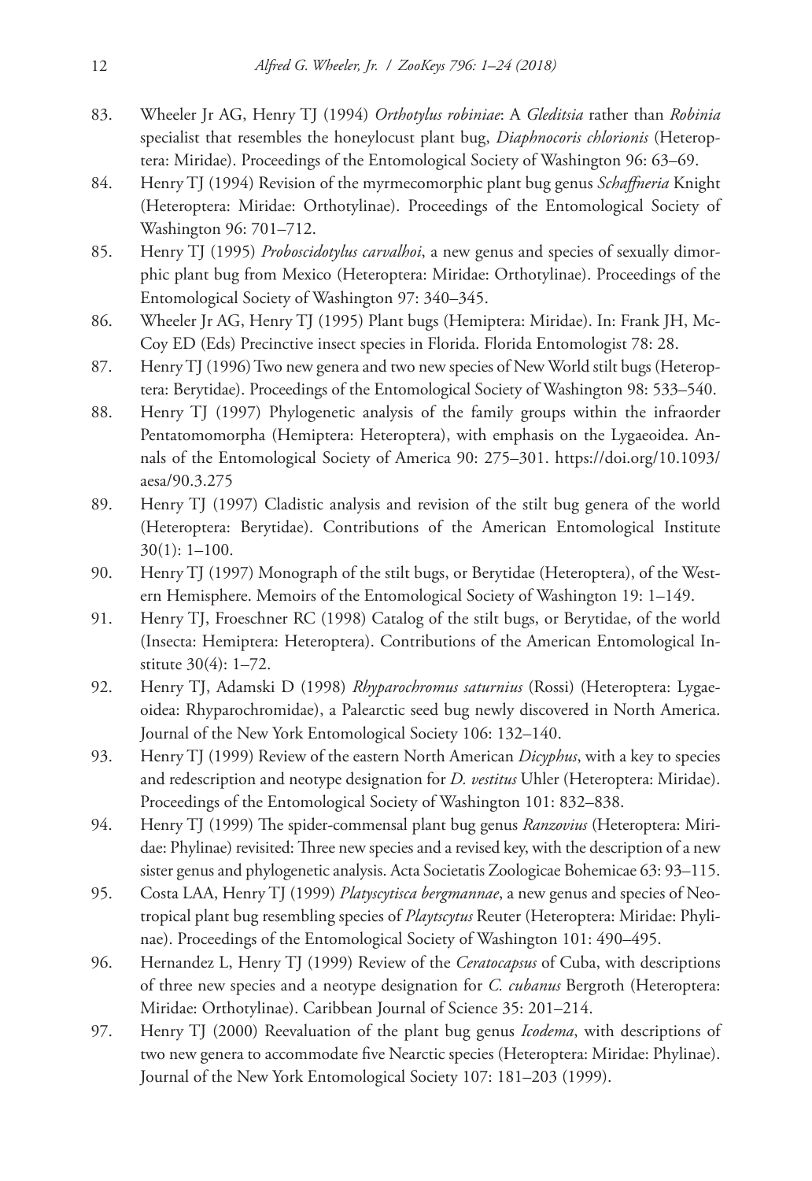83. Wheeler Jr AG, Henry TJ (1994) *Orthotylus robiniae*: A *Gleditsia* rather than *Robinia* specialist that resembles the honeylocust plant bug, *Diaphnocoris chlorionis* (Heteroptera: Miridae). Proceedings of the Entomological Society of Washington 96: 63–69.
84. Henry TJ (1994) Revision of the myrmecomorphic plant bug genus *Schaffneria* Knight (Heteroptera: Miridae: Orthotylinae). Proceedings of the Entomological Society of Washington 96: 701–712.
85. Henry TJ (1995) *Proboscidotylus carvalhoi*, a new genus and species of sexually dimorphic plant bug from Mexico (Heteroptera: Miridae: Orthotylinae). Proceedings of the Entomological Society of Washington 97: 340–345.
86. Wheeler Jr AG, Henry TJ (1995) Plant bugs (Hemiptera: Miridae). In: Frank JH, McCoy ED (Eds) Precinctive insect species in Florida. Florida Entomologist 78: 28.
87. Henry TJ (1996) Two new genera and two new species of New World stilt bugs (Heteroptera: Berytidae). Proceedings of the Entomological Society of Washington 98: 533–540.
88. Henry TJ (1997) Phylogenetic analysis of the family groups within the infraorder Pentatomomorpha (Hemiptera: Heteroptera), with emphasis on the Lygaeoidea. Annals of the Entomological Society of America 90: 275–301. https://doi.org/10.1093/aesa/90.3.275
89. Henry TJ (1997) Cladistic analysis and revision of the stilt bug genera of the world (Heteroptera: Berytidae). Contributions of the American Entomological Institute 30(1): 1–100.
90. Henry TJ (1997) Monograph of the stilt bugs, or Berytidae (Heteroptera), of the Western Hemisphere. Memoirs of the Entomological Society of Washington 19: 1–149.
91. Henry TJ, Froeschner RC (1998) Catalog of the stilt bugs, or Berytidae, of the world (Insecta: Hemiptera: Heteroptera). Contributions of the American Entomological Institute 30(4): 1–72.
92. Henry TJ, Adamski D (1998) *Rhyparochromus saturnius* (Rossi) (Heteroptera: Lygaeoidea: Rhyparochromidae), a Palearctic seed bug newly discovered in North America. Journal of the New York Entomological Society 106: 132–140.
93. Henry TJ (1999) Review of the eastern North American *Dicyphus*, with a key to species and redescription and neotype designation for *D. vestitus* Uhler (Heteroptera: Miridae). Proceedings of the Entomological Society of Washington 101: 832–838.
94. Henry TJ (1999) The spider-commensal plant bug genus *Ranzovius* (Heteroptera: Miridae: Phylinae) revisited: Three new species and a revised key, with the description of a new sister genus and phylogenetic analysis. Acta Societatis Zoologicae Bohemicae 63: 93–115.
95. Costa LAA, Henry TJ (1999) *Platyscytisca bergmannae*, a new genus and species of Neotropical plant bug resembling species of *Playtscytus* Reuter (Heteroptera: Miridae: Phylinae). Proceedings of the Entomological Society of Washington 101: 490–495.
96. Hernandez L, Henry TJ (1999) Review of the *Ceratocapsus* of Cuba, with descriptions of three new species and a neotype designation for *C. cubanus* Bergroth (Heteroptera: Miridae: Orthotylinae). Caribbean Journal of Science 35: 201–214.
97. Henry TJ (2000) Reevaluation of the plant bug genus *Icodema*, with descriptions of two new genera to accommodate five Nearctic species (Heteroptera: Miridae: Phylinae). Journal of the New York Entomological Society 107: 181–203 (1999).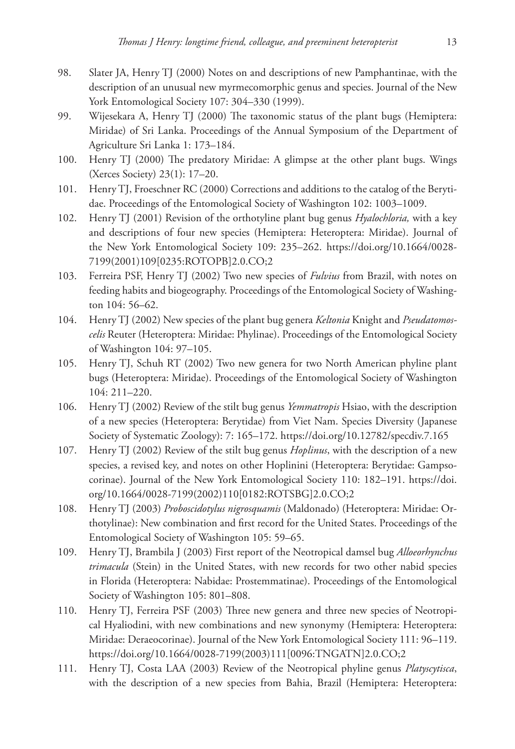98. Slater JA, Henry TJ (2000) Notes on and descriptions of new Pamphantinae, with the description of an unusual new myrmecomorphic genus and species. Journal of the New York Entomological Society 107: 304–330 (1999).
99. Wijesekara A, Henry TJ (2000) The taxonomic status of the plant bugs (Hemiptera: Miridae) of Sri Lanka. Proceedings of the Annual Symposium of the Department of Agriculture Sri Lanka 1: 173–184.
100. Henry TJ (2000) The predatory Miridae: A glimpse at the other plant bugs. Wings (Xerces Society) 23(1): 17–20.
101. Henry TJ, Froeschner RC (2000) Corrections and additions to the catalog of the Berytidae. Proceedings of the Entomological Society of Washington 102: 1003–1009.
102. Henry TJ (2001) Revision of the orthotyline plant bug genus *Hyalochloria,* with a key and descriptions of four new species (Hemiptera: Heteroptera: Miridae). Journal of the New York Entomological Society 109: 235–262. https://doi.org/10.1664/0028-7199(2001)109[0235:ROTOPB]2.0.CO;2
103. Ferreira PSF, Henry TJ (2002) Two new species of *Fulvius* from Brazil, with notes on feeding habits and biogeography. Proceedings of the Entomological Society of Washington 104: 56–62.
104. Henry TJ (2002) New species of the plant bug genera *Keltonia* Knight and *Pseudatomoscelis* Reuter (Heteroptera: Miridae: Phylinae). Proceedings of the Entomological Society of Washington 104: 97–105.
105. Henry TJ, Schuh RT (2002) Two new genera for two North American phyline plant bugs (Heteroptera: Miridae). Proceedings of the Entomological Society of Washington 104: 211–220.
106. Henry TJ (2002) Review of the stilt bug genus *Yemmatropis* Hsiao, with the description of a new species (Heteroptera: Berytidae) from Viet Nam. Species Diversity (Japanese Society of Systematic Zoology): 7: 165–172. https://doi.org/10.12782/specdiv.7.165
107. Henry TJ (2002) Review of the stilt bug genus *Hoplinus*, with the description of a new species, a revised key, and notes on other Hoplinini (Heteroptera: Berytidae: Gampsocorinae). Journal of the New York Entomological Society 110: 182–191. https://doi.org/10.1664/0028-7199(2002)110[0182:ROTSBG]2.0.CO;2
108. Henry TJ (2003) *Proboscidotylus nigrosquamis* (Maldonado) (Heteroptera: Miridae: Orthotylinae): New combination and first record for the United States. Proceedings of the Entomological Society of Washington 105: 59–65.
109. Henry TJ, Brambila J (2003) First report of the Neotropical damsel bug *Alloeorhynchus trimacula* (Stein) in the United States, with new records for two other nabid species in Florida (Heteroptera: Nabidae: Prostemmatinae). Proceedings of the Entomological Society of Washington 105: 801–808.
110. Henry TJ, Ferreira PSF (2003) Three new genera and three new species of Neotropical Hyaliodini, with new combinations and new synonymy (Hemiptera: Heteroptera: Miridae: Deraeocorinae). Journal of the New York Entomological Society 111: 96–119. https://doi.org/10.1664/0028-7199(2003)111[0096:TNGATN]2.0.CO;2
111. Henry TJ, Costa LAA (2003) Review of the Neotropical phyline genus *Platyscytisca*, with the description of a new species from Bahia, Brazil (Hemiptera: Heteroptera: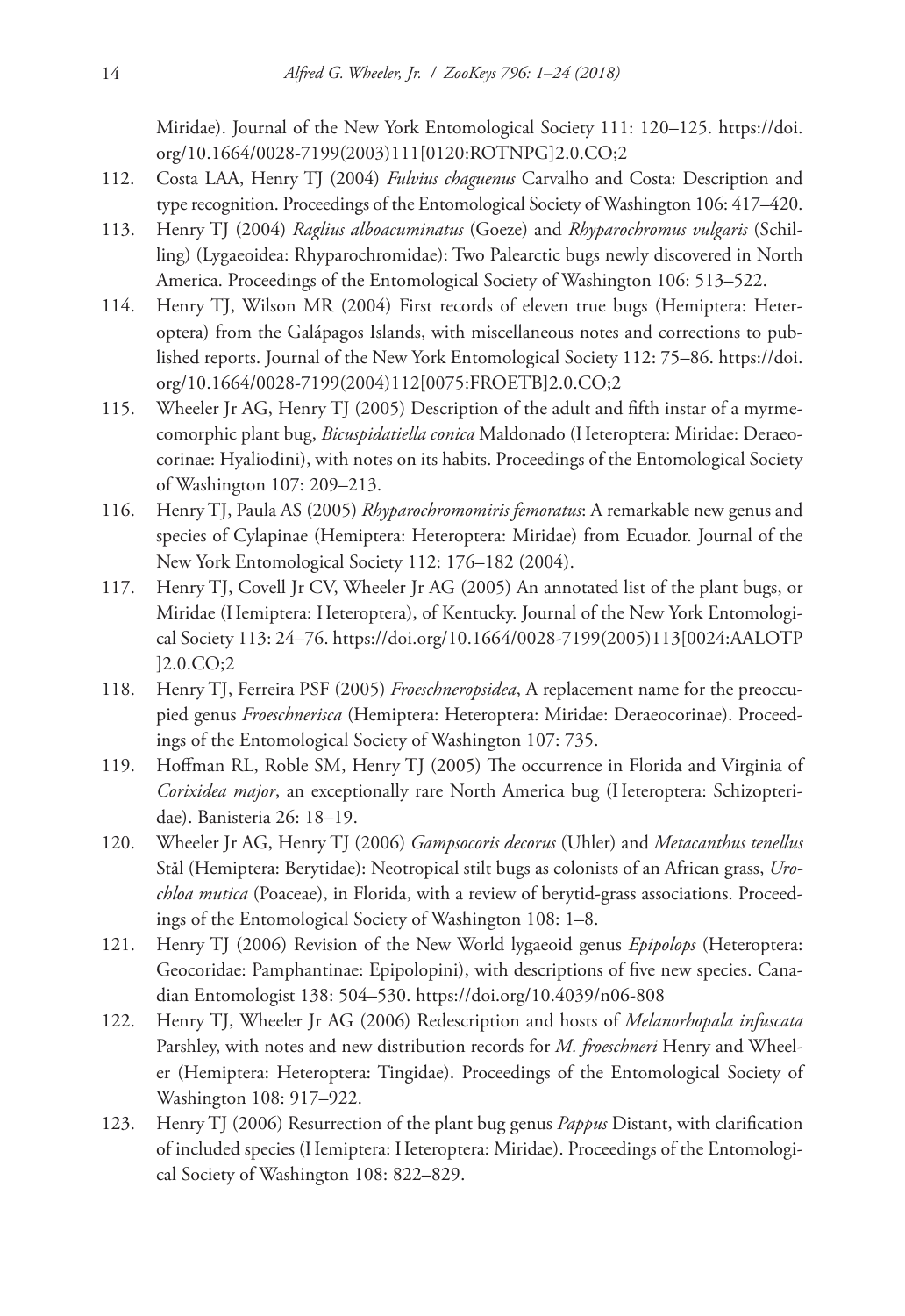Miridae). Journal of the New York Entomological Society 111: 120–125. https://doi.org/10.1664/0028-7199(2003)111[0120:ROTNPG]2.0.CO;2

112. Costa LAA, Henry TJ (2004) *Fulvius chaguenus* Carvalho and Costa: Description and type recognition. Proceedings of the Entomological Society of Washington 106: 417–420.
113. Henry TJ (2004) *Raglius alboacuminatus* (Goeze) and *Rhyparochromus vulgaris* (Schilling) (Lygaeoidea: Rhyparochromidae): Two Palearctic bugs newly discovered in North America. Proceedings of the Entomological Society of Washington 106: 513–522.
114. Henry TJ, Wilson MR (2004) First records of eleven true bugs (Hemiptera: Heteroptera) from the Galápagos Islands, with miscellaneous notes and corrections to published reports. Journal of the New York Entomological Society 112: 75–86. https://doi.org/10.1664/0028-7199(2004)112[0075:FROETB]2.0.CO;2
115. Wheeler Jr AG, Henry TJ (2005) Description of the adult and fifth instar of a myrmecomorphic plant bug, *Bicuspidatiella conica* Maldonado (Heteroptera: Miridae: Deraeocorinae: Hyaliodini), with notes on its habits. Proceedings of the Entomological Society of Washington 107: 209–213.
116. Henry TJ, Paula AS (2005) *Rhyparochromomiris femoratus*: A remarkable new genus and species of Cylapinae (Hemiptera: Heteroptera: Miridae) from Ecuador. Journal of the New York Entomological Society 112: 176–182 (2004).
117. Henry TJ, Covell Jr CV, Wheeler Jr AG (2005) An annotated list of the plant bugs, or Miridae (Hemiptera: Heteroptera), of Kentucky. Journal of the New York Entomological Society 113: 24–76. https://doi.org/10.1664/0028-7199(2005)113[0024:AALOTP]2.0.CO;2
118. Henry TJ, Ferreira PSF (2005) *Froeschneropsidea*, A replacement name for the preoccupied genus *Froeschnerisca* (Hemiptera: Heteroptera: Miridae: Deraeocorinae). Proceedings of the Entomological Society of Washington 107: 735.
119. Hoffman RL, Roble SM, Henry TJ (2005) The occurrence in Florida and Virginia of *Corixidea major*, an exceptionally rare North America bug (Heteroptera: Schizopteridae). Banisteria 26: 18–19.
120. Wheeler Jr AG, Henry TJ (2006) *Gampsocoris decorus* (Uhler) and *Metacanthus tenellus* Stål (Hemiptera: Berytidae): Neotropical stilt bugs as colonists of an African grass, *Urochloa mutica* (Poaceae), in Florida, with a review of berytid-grass associations. Proceedings of the Entomological Society of Washington 108: 1–8.
121. Henry TJ (2006) Revision of the New World lygaeoid genus *Epipolops* (Heteroptera: Geocoridae: Pamphantinae: Epipolopini), with descriptions of five new species. Canadian Entomologist 138: 504–530. https://doi.org/10.4039/n06-808
122. Henry TJ, Wheeler Jr AG (2006) Redescription and hosts of *Melanorhopala infuscata* Parshley, with notes and new distribution records for *M. froeschneri* Henry and Wheeler (Hemiptera: Heteroptera: Tingidae). Proceedings of the Entomological Society of Washington 108: 917–922.
123. Henry TJ (2006) Resurrection of the plant bug genus *Pappus* Distant, with clarification of included species (Hemiptera: Heteroptera: Miridae). Proceedings of the Entomological Society of Washington 108: 822–829.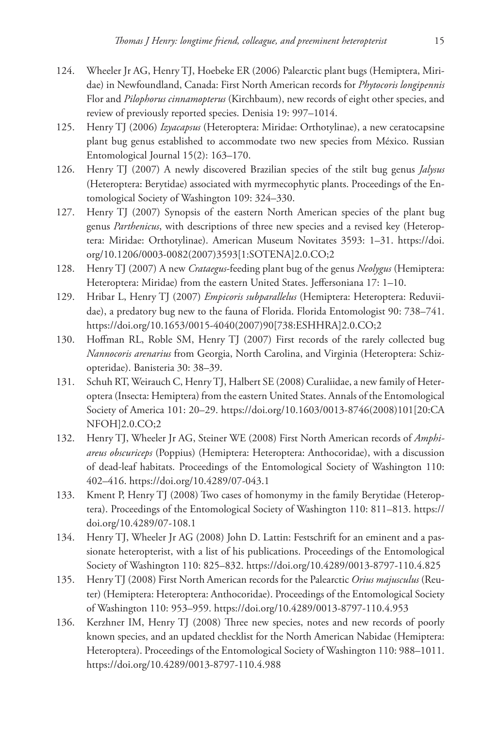124. Wheeler Jr AG, Henry TJ, Hoebeke ER (2006) Palearctic plant bugs (Hemiptera, Miridae) in Newfoundland, Canada: First North American records for *Phytocoris longipennis* Flor and *Pilophorus cinnamopterus* (Kirchbaum), new records of eight other species, and review of previously reported species. Denisia 19: 997–1014.
125. Henry TJ (2006) *Izyacapsus* (Heteroptera: Miridae: Orthotylinae), a new ceratocapsine plant bug genus established to accommodate two new species from México. Russian Entomological Journal 15(2): 163–170.
126. Henry TJ (2007) A newly discovered Brazilian species of the stilt bug genus *Jalysus* (Heteroptera: Berytidae) associated with myrmecophytic plants. Proceedings of the Entomological Society of Washington 109: 324–330.
127. Henry TJ (2007) Synopsis of the eastern North American species of the plant bug genus *Parthenicus*, with descriptions of three new species and a revised key (Heteroptera: Miridae: Orthotylinae). American Museum Novitates 3593: 1–31. https://doi.org/10.1206/0003-0082(2007)3593[1:SOTENA]2.0.CO;2
128. Henry TJ (2007) A new *Crataegus*-feeding plant bug of the genus *Neolygus* (Hemiptera: Heteroptera: Miridae) from the eastern United States. Jeffersoniana 17: 1–10.
129. Hribar L, Henry TJ (2007) *Empicoris subparallelus* (Hemiptera: Heteroptera: Reduviidae), a predatory bug new to the fauna of Florida. Florida Entomologist 90: 738–741. https://doi.org/10.1653/0015-4040(2007)90[738:ESHHRA]2.0.CO;2
130. Hoffman RL, Roble SM, Henry TJ (2007) First records of the rarely collected bug *Nannocoris arenarius* from Georgia, North Carolina, and Virginia (Heteroptera: Schizopteridae). Banisteria 30: 38–39.
131. Schuh RT, Weirauch C, Henry TJ, Halbert SE (2008) Curaliidae, a new family of Heteroptera (Insecta: Hemiptera) from the eastern United States. Annals of the Entomological Society of America 101: 20–29. https://doi.org/10.1603/0013-8746(2008)101[20:CANFOH]2.0.CO;2
132. Henry TJ, Wheeler Jr AG, Steiner WE (2008) First North American records of *Amphiareus obscuriceps* (Poppius) (Hemiptera: Heteroptera: Anthocoridae), with a discussion of dead-leaf habitats. Proceedings of the Entomological Society of Washington 110: 402–416. https://doi.org/10.4289/07-043.1
133. Kment P, Henry TJ (2008) Two cases of homonymy in the family Berytidae (Heteroptera). Proceedings of the Entomological Society of Washington 110: 811–813. https://doi.org/10.4289/07-108.1
134. Henry TJ, Wheeler Jr AG (2008) John D. Lattin: Festschrift for an eminent and a passionate heteropterist, with a list of his publications. Proceedings of the Entomological Society of Washington 110: 825–832. https://doi.org/10.4289/0013-8797-110.4.825
135. Henry TJ (2008) First North American records for the Palearctic *Orius majusculus* (Reuter) (Hemiptera: Heteroptera: Anthocoridae). Proceedings of the Entomological Society of Washington 110: 953–959. https://doi.org/10.4289/0013-8797-110.4.953
136. Kerzhner IM, Henry TJ (2008) Three new species, notes and new records of poorly known species, and an updated checklist for the North American Nabidae (Hemiptera: Heteroptera). Proceedings of the Entomological Society of Washington 110: 988–1011. https://doi.org/10.4289/0013-8797-110.4.988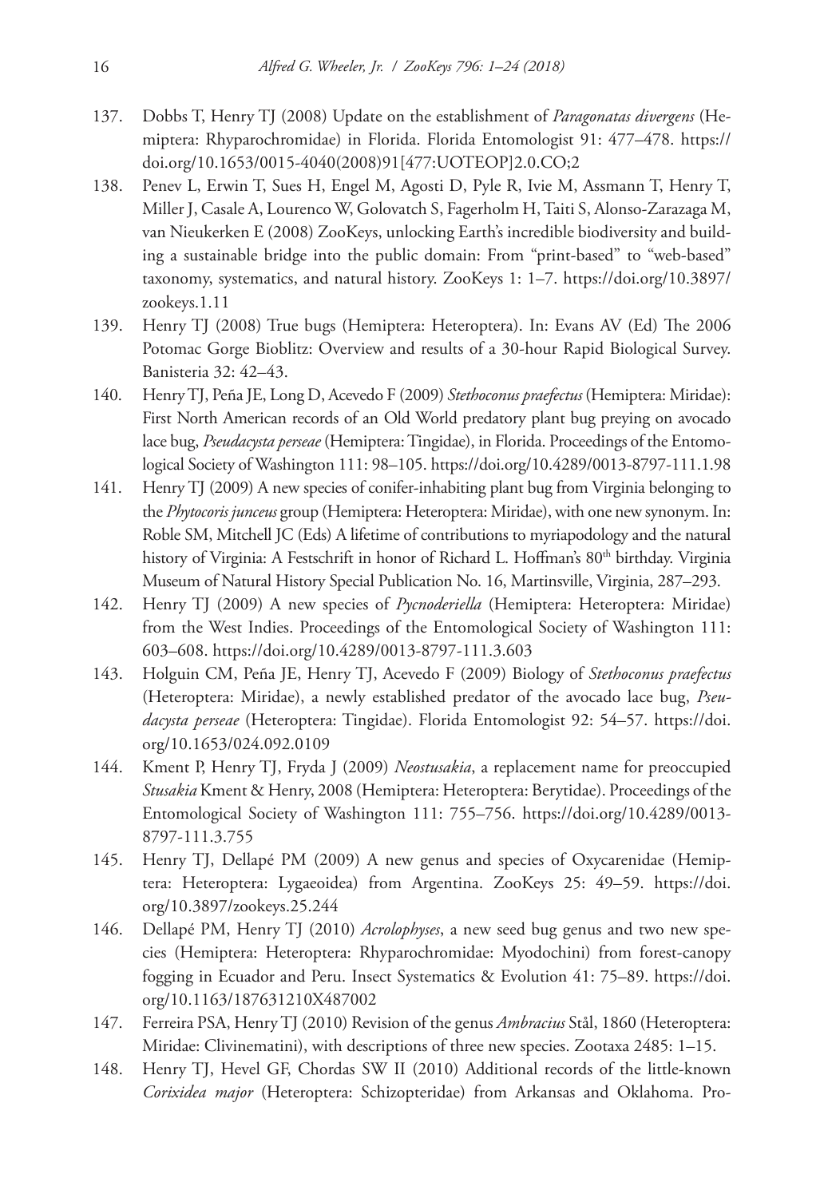137. Dobbs T, Henry TJ (2008) Update on the establishment of *Paragonatas divergens* (Hemiptera: Rhyparochromidae) in Florida. Florida Entomologist 91: 477–478. https://doi.org/10.1653/0015-4040(2008)91[477:UOTEOP]2.0.CO;2
138. Penev L, Erwin T, Sues H, Engel M, Agosti D, Pyle R, Ivie M, Assmann T, Henry T, Miller J, Casale A, Lourenco W, Golovatch S, Fagerholm H, Taiti S, Alonso-Zarazaga M, van Nieukerken E (2008) ZooKeys, unlocking Earth's incredible biodiversity and building a sustainable bridge into the public domain: From "print-based" to "web-based" taxonomy, systematics, and natural history. ZooKeys 1: 1–7. https://doi.org/10.3897/zookeys.1.11
139. Henry TJ (2008) True bugs (Hemiptera: Heteroptera). In: Evans AV (Ed) The 2006 Potomac Gorge Bioblitz: Overview and results of a 30-hour Rapid Biological Survey. Banisteria 32: 42–43.
140. Henry TJ, Peña JE, Long D, Acevedo F (2009) *Stethoconus praefectus* (Hemiptera: Miridae): First North American records of an Old World predatory plant bug preying on avocado lace bug, *Pseudacysta perseae* (Hemiptera: Tingidae), in Florida. Proceedings of the Entomological Society of Washington 111: 98–105. https://doi.org/10.4289/0013-8797-111.1.98
141. Henry TJ (2009) A new species of conifer-inhabiting plant bug from Virginia belonging to the *Phytocoris junceus* group (Hemiptera: Heteroptera: Miridae), with one new synonym. In: Roble SM, Mitchell JC (Eds) A lifetime of contributions to myriapodology and the natural history of Virginia: A Festschrift in honor of Richard L. Hoffman's 80th birthday. Virginia Museum of Natural History Special Publication No. 16, Martinsville, Virginia, 287–293.
142. Henry TJ (2009) A new species of *Pycnoderiella* (Hemiptera: Heteroptera: Miridae) from the West Indies. Proceedings of the Entomological Society of Washington 111: 603–608. https://doi.org/10.4289/0013-8797-111.3.603
143. Holguin CM, Peña JE, Henry TJ, Acevedo F (2009) Biology of *Stethoconus praefectus* (Heteroptera: Miridae), a newly established predator of the avocado lace bug, *Pseudacysta perseae* (Heteroptera: Tingidae). Florida Entomologist 92: 54–57. https://doi.org/10.1653/024.092.0109
144. Kment P, Henry TJ, Fryda J (2009) *Neostusakia*, a replacement name for preoccupied *Stusakia* Kment & Henry, 2008 (Hemiptera: Heteroptera: Berytidae). Proceedings of the Entomological Society of Washington 111: 755–756. https://doi.org/10.4289/0013-8797-111.3.755
145. Henry TJ, Dellapé PM (2009) A new genus and species of Oxycarenidae (Hemiptera: Heteroptera: Lygaeoidea) from Argentina. ZooKeys 25: 49–59. https://doi.org/10.3897/zookeys.25.244
146. Dellapé PM, Henry TJ (2010) *Acrolophyses*, a new seed bug genus and two new species (Hemiptera: Heteroptera: Rhyparochromidae: Myodochini) from forest-canopy fogging in Ecuador and Peru. Insect Systematics & Evolution 41: 75–89. https://doi.org/10.1163/187631210X487002
147. Ferreira PSA, Henry TJ (2010) Revision of the genus *Ambracius* Stål, 1860 (Heteroptera: Miridae: Clivinematini), with descriptions of three new species. Zootaxa 2485: 1–15.
148. Henry TJ, Hevel GF, Chordas SW II (2010) Additional records of the little-known *Corixidea major* (Heteroptera: Schizopteridae) from Arkansas and Oklahoma. Pro-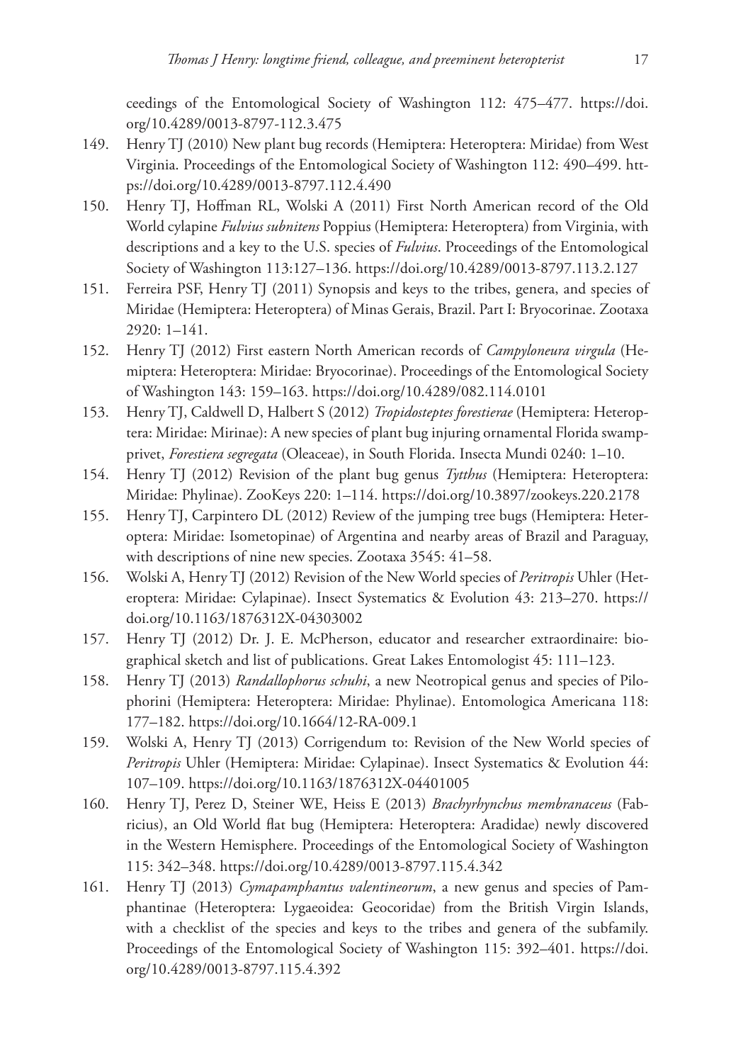ceedings of the Entomological Society of Washington 112: 475–477. https://doi.org/10.4289/0013-8797-112.3.475

149. Henry TJ (2010) New plant bug records (Hemiptera: Heteroptera: Miridae) from West Virginia. Proceedings of the Entomological Society of Washington 112: 490–499. https://doi.org/10.4289/0013-8797.112.4.490
150. Henry TJ, Hoffman RL, Wolski A (2011) First North American record of the Old World cylapine *Fulvius subnitens* Poppius (Hemiptera: Heteroptera) from Virginia, with descriptions and a key to the U.S. species of *Fulvius*. Proceedings of the Entomological Society of Washington 113:127–136. https://doi.org/10.4289/0013-8797.113.2.127
151. Ferreira PSF, Henry TJ (2011) Synopsis and keys to the tribes, genera, and species of Miridae (Hemiptera: Heteroptera) of Minas Gerais, Brazil. Part I: Bryocorinae. Zootaxa 2920: 1–141.
152. Henry TJ (2012) First eastern North American records of *Campyloneura virgula* (Hemiptera: Heteroptera: Miridae: Bryocorinae). Proceedings of the Entomological Society of Washington 143: 159–163. https://doi.org/10.4289/082.114.0101
153. Henry TJ, Caldwell D, Halbert S (2012) *Tropidosteptes forestierae* (Hemiptera: Heteroptera: Miridae: Mirinae): A new species of plant bug injuring ornamental Florida swamp-privet, *Forestiera segregata* (Oleaceae), in South Florida. Insecta Mundi 0240: 1–10.
154. Henry TJ (2012) Revision of the plant bug genus *Tytthus* (Hemiptera: Heteroptera: Miridae: Phylinae). ZooKeys 220: 1–114. https://doi.org/10.3897/zookeys.220.2178
155. Henry TJ, Carpintero DL (2012) Review of the jumping tree bugs (Hemiptera: Heteroptera: Miridae: Isometopinae) of Argentina and nearby areas of Brazil and Paraguay, with descriptions of nine new species. Zootaxa 3545: 41–58.
156. Wolski A, Henry TJ (2012) Revision of the New World species of *Peritropis* Uhler (Heteroptera: Miridae: Cylapinae). Insect Systematics & Evolution 43: 213–270. https://doi.org/10.1163/1876312X-04303002
157. Henry TJ (2012) Dr. J. E. McPherson, educator and researcher extraordinaire: biographical sketch and list of publications. Great Lakes Entomologist 45: 111–123.
158. Henry TJ (2013) *Randallophorus schuhi*, a new Neotropical genus and species of Pilophorini (Hemiptera: Heteroptera: Miridae: Phylinae). Entomologica Americana 118: 177–182. https://doi.org/10.1664/12-RA-009.1
159. Wolski A, Henry TJ (2013) Corrigendum to: Revision of the New World species of *Peritropis* Uhler (Hemiptera: Miridae: Cylapinae). Insect Systematics & Evolution 44: 107–109. https://doi.org/10.1163/1876312X-04401005
160. Henry TJ, Perez D, Steiner WE, Heiss E (2013) *Brachyrhynchus membranaceus* (Fabricius), an Old World flat bug (Hemiptera: Heteroptera: Aradidae) newly discovered in the Western Hemisphere. Proceedings of the Entomological Society of Washington 115: 342–348. https://doi.org/10.4289/0013-8797.115.4.342
161. Henry TJ (2013) *Cymapamphantus valentineorum*, a new genus and species of Pamphantinae (Heteroptera: Lygaeoidea: Geocoridae) from the British Virgin Islands, with a checklist of the species and keys to the tribes and genera of the subfamily. Proceedings of the Entomological Society of Washington 115: 392–401. https://doi.org/10.4289/0013-8797.115.4.392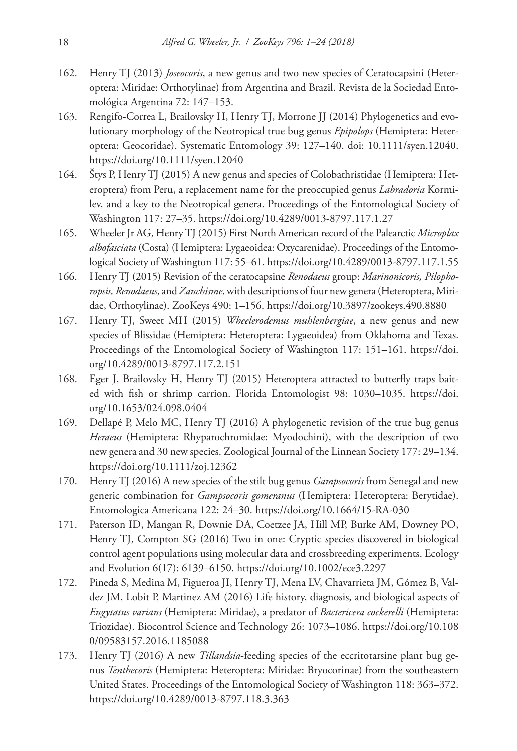162. Henry TJ (2013) *Joseocoris*, a new genus and two new species of Ceratocapsini (Heteroptera: Miridae: Orthotylinae) from Argentina and Brazil. Revista de la Sociedad Entomológica Argentina 72: 147–153.
163. Rengifo-Correa L, Brailovsky H, Henry TJ, Morrone JJ (2014) Phylogenetics and evolutionary morphology of the Neotropical true bug genus *Epipolops* (Hemiptera: Heteroptera: Geocoridae). Systematic Entomology 39: 127–140. doi: 10.1111/syen.12040. https://doi.org/10.1111/syen.12040
164. Štys P, Henry TJ (2015) A new genus and species of Colobathristidae (Hemiptera: Heteroptera) from Peru, a replacement name for the preoccupied genus *Labradoria* Kormilev, and a key to the Neotropical genera. Proceedings of the Entomological Society of Washington 117: 27–35. https://doi.org/10.4289/0013-8797.117.1.27
165. Wheeler Jr AG, Henry TJ (2015) First North American record of the Palearctic *Microplax albofasciata* (Costa) (Hemiptera: Lygaeoidea: Oxycarenidae). Proceedings of the Entomological Society of Washington 117: 55–61. https://doi.org/10.4289/0013-8797.117.1.55
166. Henry TJ (2015) Revision of the ceratocapsine *Renodaeus* group: *Marinonicoris, Pilophoropsis, Renodaeus*, and *Zanchisme*, with descriptions of four new genera (Heteroptera, Miridae, Orthotylinae). ZooKeys 490: 1–156. https://doi.org/10.3897/zookeys.490.8880
167. Henry TJ, Sweet MH (2015) *Wheelerodemus muhlenbergiae*, a new genus and new species of Blissidae (Hemiptera: Heteroptera: Lygaeoidea) from Oklahoma and Texas. Proceedings of the Entomological Society of Washington 117: 151–161. https://doi.org/10.4289/0013-8797.117.2.151
168. Eger J, Brailovsky H, Henry TJ (2015) Heteroptera attracted to butterfly traps baited with fish or shrimp carrion. Florida Entomologist 98: 1030–1035. https://doi.org/10.1653/024.098.0404
169. Dellapé P, Melo MC, Henry TJ (2016) A phylogenetic revision of the true bug genus *Heraeus* (Hemiptera: Rhyparochromidae: Myodochini), with the description of two new genera and 30 new species. Zoological Journal of the Linnean Society 177: 29–134. https://doi.org/10.1111/zoj.12362
170. Henry TJ (2016) A new species of the stilt bug genus *Gampsocoris* from Senegal and new generic combination for *Gampsocoris gomeranus* (Hemiptera: Heteroptera: Berytidae). Entomologica Americana 122: 24–30. https://doi.org/10.1664/15-RA-030
171. Paterson ID, Mangan R, Downie DA, Coetzee JA, Hill MP, Burke AM, Downey PO, Henry TJ, Compton SG (2016) Two in one: Cryptic species discovered in biological control agent populations using molecular data and crossbreeding experiments. Ecology and Evolution 6(17): 6139–6150. https://doi.org/10.1002/ece3.2297
172. Pineda S, Medina M, Figueroa JI, Henry TJ, Mena LV, Chavarrieta JM, Gómez B, Valdez JM, Lobit P, Martinez AM (2016) Life history, diagnosis, and biological aspects of *Engytatus varians* (Hemiptera: Miridae), a predator of *Bactericera cockerelli* (Hemiptera: Triozidae). Biocontrol Science and Technology 26: 1073–1086. https://doi.org/10.1080/09583157.2016.1185088
173. Henry TJ (2016) A new *Tillandsia*-feeding species of the eccritotarsine plant bug genus *Tenthecoris* (Hemiptera: Heteroptera: Miridae: Bryocorinae) from the southeastern United States. Proceedings of the Entomological Society of Washington 118: 363–372. https://doi.org/10.4289/0013-8797.118.3.363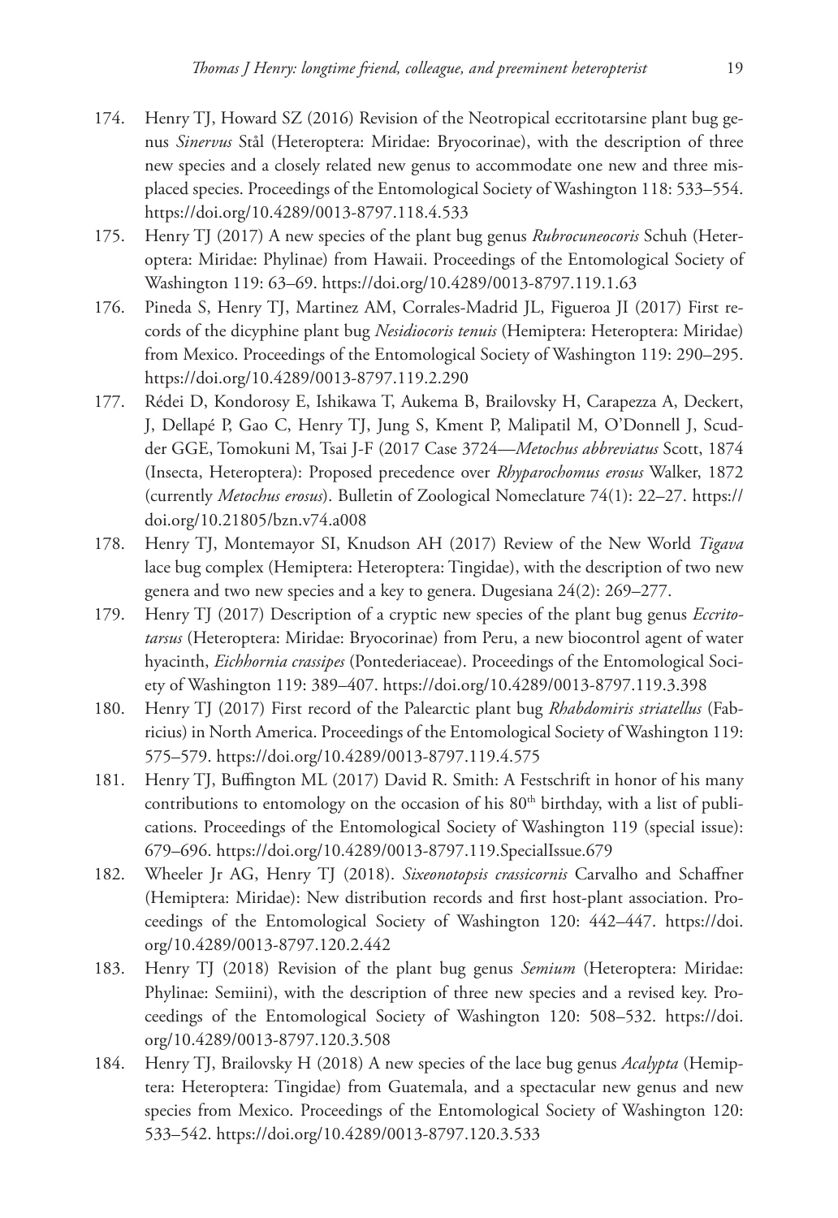174. Henry TJ, Howard SZ (2016) Revision of the Neotropical eccritotarsine plant bug genus *Sinervus* Stål (Heteroptera: Miridae: Bryocorinae), with the description of three new species and a closely related new genus to accommodate one new and three misplaced species. Proceedings of the Entomological Society of Washington 118: 533–554. https://doi.org/10.4289/0013-8797.118.4.533
175. Henry TJ (2017) A new species of the plant bug genus *Rubrocuneocoris* Schuh (Heteroptera: Miridae: Phylinae) from Hawaii. Proceedings of the Entomological Society of Washington 119: 63–69. https://doi.org/10.4289/0013-8797.119.1.63
176. Pineda S, Henry TJ, Martinez AM, Corrales-Madrid JL, Figueroa JI (2017) First records of the dicyphine plant bug *Nesidiocoris tenuis* (Hemiptera: Heteroptera: Miridae) from Mexico. Proceedings of the Entomological Society of Washington 119: 290–295. https://doi.org/10.4289/0013-8797.119.2.290
177. Rédei D, Kondorosy E, Ishikawa T, Aukema B, Brailovsky H, Carapezza A, Deckert, J, Dellapé P, Gao C, Henry TJ, Jung S, Kment P, Malipatil M, O'Donnell J, Scudder GGE, Tomokuni M, Tsai J-F (2017 Case 3724—*Metochus abbreviatus* Scott, 1874 (Insecta, Heteroptera): Proposed precedence over *Rhyparochomus erosus* Walker, 1872 (currently *Metochus erosus*). Bulletin of Zoological Nomeclature 74(1): 22–27. https://doi.org/10.21805/bzn.v74.a008
178. Henry TJ, Montemayor SI, Knudson AH (2017) Review of the New World *Tigava* lace bug complex (Hemiptera: Heteroptera: Tingidae), with the description of two new genera and two new species and a key to genera. Dugesiana 24(2): 269–277.
179. Henry TJ (2017) Description of a cryptic new species of the plant bug genus *Eccritotarsus* (Heteroptera: Miridae: Bryocorinae) from Peru, a new biocontrol agent of water hyacinth, *Eichhornia crassipes* (Pontederiaceae). Proceedings of the Entomological Society of Washington 119: 389–407. https://doi.org/10.4289/0013-8797.119.3.398
180. Henry TJ (2017) First record of the Palearctic plant bug *Rhabdomiris striatellus* (Fabricius) in North America. Proceedings of the Entomological Society of Washington 119: 575–579. https://doi.org/10.4289/0013-8797.119.4.575
181. Henry TJ, Buffington ML (2017) David R. Smith: A Festschrift in honor of his many contributions to entomology on the occasion of his 80[th] birthday, with a list of publications. Proceedings of the Entomological Society of Washington 119 (special issue): 679–696. https://doi.org/10.4289/0013-8797.119.SpecialIssue.679
182. Wheeler Jr AG, Henry TJ (2018). *Sixeonotopsis crassicornis* Carvalho and Schaffner (Hemiptera: Miridae): New distribution records and first host-plant association. Proceedings of the Entomological Society of Washington 120: 442–447. https://doi.org/10.4289/0013-8797.120.2.442
183. Henry TJ (2018) Revision of the plant bug genus *Semium* (Heteroptera: Miridae: Phylinae: Semiini), with the description of three new species and a revised key. Proceedings of the Entomological Society of Washington 120: 508–532. https://doi.org/10.4289/0013-8797.120.3.508
184. Henry TJ, Brailovsky H (2018) A new species of the lace bug genus *Acalypta* (Hemiptera: Heteroptera: Tingidae) from Guatemala, and a spectacular new genus and new species from Mexico. Proceedings of the Entomological Society of Washington 120: 533–542. https://doi.org/10.4289/0013-8797.120.3.533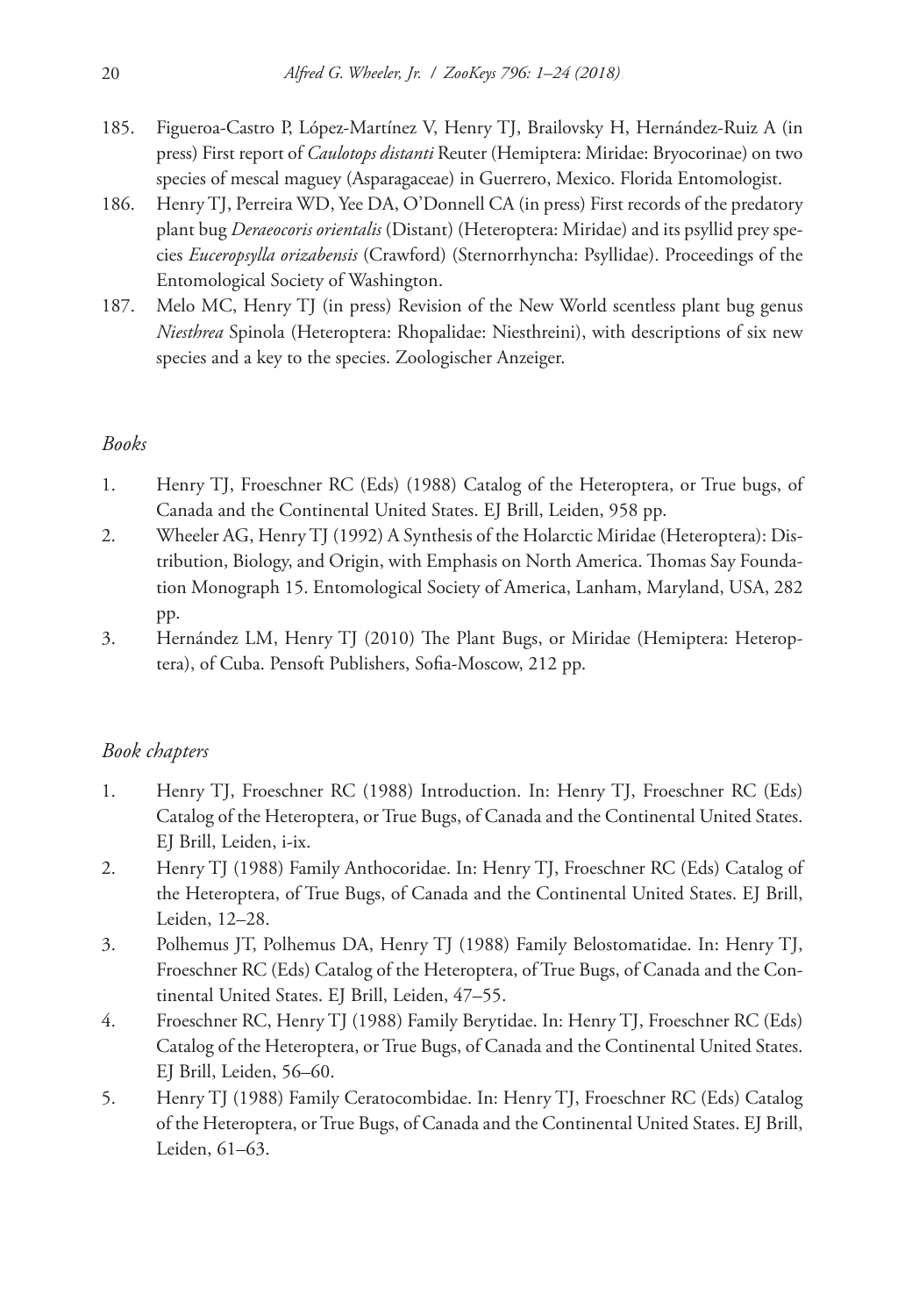185. Figueroa-Castro P, López-Martínez V, Henry TJ, Brailovsky H, Hernández-Ruiz A (in press) First report of *Caulotops distanti* Reuter (Hemiptera: Miridae: Bryocorinae) on two species of mescal maguey (Asparagaceae) in Guerrero, Mexico. Florida Entomologist.
186. Henry TJ, Perreira WD, Yee DA, O'Donnell CA (in press) First records of the predatory plant bug *Deraeocoris orientalis* (Distant) (Heteroptera: Miridae) and its psyllid prey species *Euceropsylla orizabensis* (Crawford) (Sternorrhyncha: Psyllidae). Proceedings of the Entomological Society of Washington.
187. Melo MC, Henry TJ (in press) Revision of the New World scentless plant bug genus *Niesthrea* Spinola (Heteroptera: Rhopalidae: Niesthreini), with descriptions of six new species and a key to the species. Zoologischer Anzeiger.

### *Books*

1. Henry TJ, Froeschner RC (Eds) (1988) Catalog of the Heteroptera, or True bugs, of Canada and the Continental United States. EJ Brill, Leiden, 958 pp.
2. Wheeler AG, Henry TJ (1992) A Synthesis of the Holarctic Miridae (Heteroptera): Distribution, Biology, and Origin, with Emphasis on North America. Thomas Say Foundation Monograph 15. Entomological Society of America, Lanham, Maryland, USA, 282 pp.
3. Hernández LM, Henry TJ (2010) The Plant Bugs, or Miridae (Hemiptera: Heteroptera), of Cuba. Pensoft Publishers, Sofia-Moscow, 212 pp.

### *Book chapters*

1. Henry TJ, Froeschner RC (1988) Introduction. In: Henry TJ, Froeschner RC (Eds) Catalog of the Heteroptera, or True Bugs, of Canada and the Continental United States. EJ Brill, Leiden, i-ix.
2. Henry TJ (1988) Family Anthocoridae. In: Henry TJ, Froeschner RC (Eds) Catalog of the Heteroptera, of True Bugs, of Canada and the Continental United States. EJ Brill, Leiden, 12–28.
3. Polhemus JT, Polhemus DA, Henry TJ (1988) Family Belostomatidae. In: Henry TJ, Froeschner RC (Eds) Catalog of the Heteroptera, of True Bugs, of Canada and the Continental United States. EJ Brill, Leiden, 47–55.
4. Froeschner RC, Henry TJ (1988) Family Berytidae. In: Henry TJ, Froeschner RC (Eds) Catalog of the Heteroptera, or True Bugs, of Canada and the Continental United States. EJ Brill, Leiden, 56–60.
5. Henry TJ (1988) Family Ceratocombidae. In: Henry TJ, Froeschner RC (Eds) Catalog of the Heteroptera, or True Bugs, of Canada and the Continental United States. EJ Brill, Leiden, 61–63.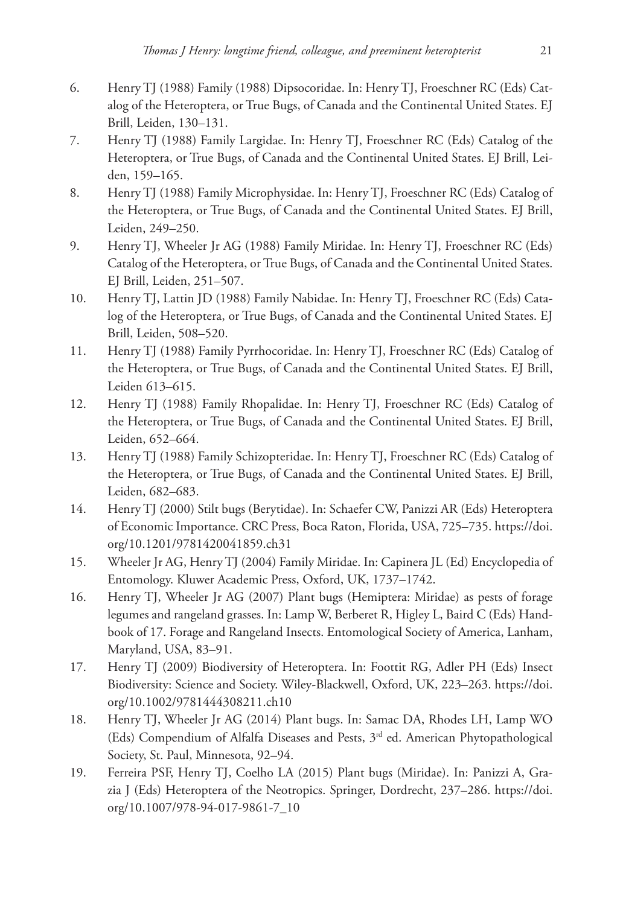6. Henry TJ (1988) Family (1988) Dipsocoridae. In: Henry TJ, Froeschner RC (Eds) Catalog of the Heteroptera, or True Bugs, of Canada and the Continental United States. EJ Brill, Leiden, 130–131.
7. Henry TJ (1988) Family Largidae. In: Henry TJ, Froeschner RC (Eds) Catalog of the Heteroptera, or True Bugs, of Canada and the Continental United States. EJ Brill, Leiden, 159–165.
8. Henry TJ (1988) Family Microphysidae. In: Henry TJ, Froeschner RC (Eds) Catalog of the Heteroptera, or True Bugs, of Canada and the Continental United States. EJ Brill, Leiden, 249–250.
9. Henry TJ, Wheeler Jr AG (1988) Family Miridae. In: Henry TJ, Froeschner RC (Eds) Catalog of the Heteroptera, or True Bugs, of Canada and the Continental United States. EJ Brill, Leiden, 251–507.
10. Henry TJ, Lattin JD (1988) Family Nabidae. In: Henry TJ, Froeschner RC (Eds) Catalog of the Heteroptera, or True Bugs, of Canada and the Continental United States. EJ Brill, Leiden, 508–520.
11. Henry TJ (1988) Family Pyrrhocoridae. In: Henry TJ, Froeschner RC (Eds) Catalog of the Heteroptera, or True Bugs, of Canada and the Continental United States. EJ Brill, Leiden 613–615.
12. Henry TJ (1988) Family Rhopalidae. In: Henry TJ, Froeschner RC (Eds) Catalog of the Heteroptera, or True Bugs, of Canada and the Continental United States. EJ Brill, Leiden, 652–664.
13. Henry TJ (1988) Family Schizopteridae. In: Henry TJ, Froeschner RC (Eds) Catalog of the Heteroptera, or True Bugs, of Canada and the Continental United States. EJ Brill, Leiden, 682–683.
14. Henry TJ (2000) Stilt bugs (Berytidae). In: Schaefer CW, Panizzi AR (Eds) Heteroptera of Economic Importance. CRC Press, Boca Raton, Florida, USA, 725–735. https://doi.org/10.1201/9781420041859.ch31
15. Wheeler Jr AG, Henry TJ (2004) Family Miridae. In: Capinera JL (Ed) Encyclopedia of Entomology. Kluwer Academic Press, Oxford, UK, 1737–1742.
16. Henry TJ, Wheeler Jr AG (2007) Plant bugs (Hemiptera: Miridae) as pests of forage legumes and rangeland grasses. In: Lamp W, Berberet R, Higley L, Baird C (Eds) Handbook of 17. Forage and Rangeland Insects. Entomological Society of America, Lanham, Maryland, USA, 83–91.
17. Henry TJ (2009) Biodiversity of Heteroptera. In: Foottit RG, Adler PH (Eds) Insect Biodiversity: Science and Society. Wiley-Blackwell, Oxford, UK, 223–263. https://doi.org/10.1002/9781444308211.ch10
18. Henry TJ, Wheeler Jr AG (2014) Plant bugs. In: Samac DA, Rhodes LH, Lamp WO (Eds) Compendium of Alfalfa Diseases and Pests, 3rd ed. American Phytopathological Society, St. Paul, Minnesota, 92–94.
19. Ferreira PSF, Henry TJ, Coelho LA (2015) Plant bugs (Miridae). In: Panizzi A, Grazia J (Eds) Heteroptera of the Neotropics. Springer, Dordrecht, 237–286. https://doi.org/10.1007/978-94-017-9861-7_10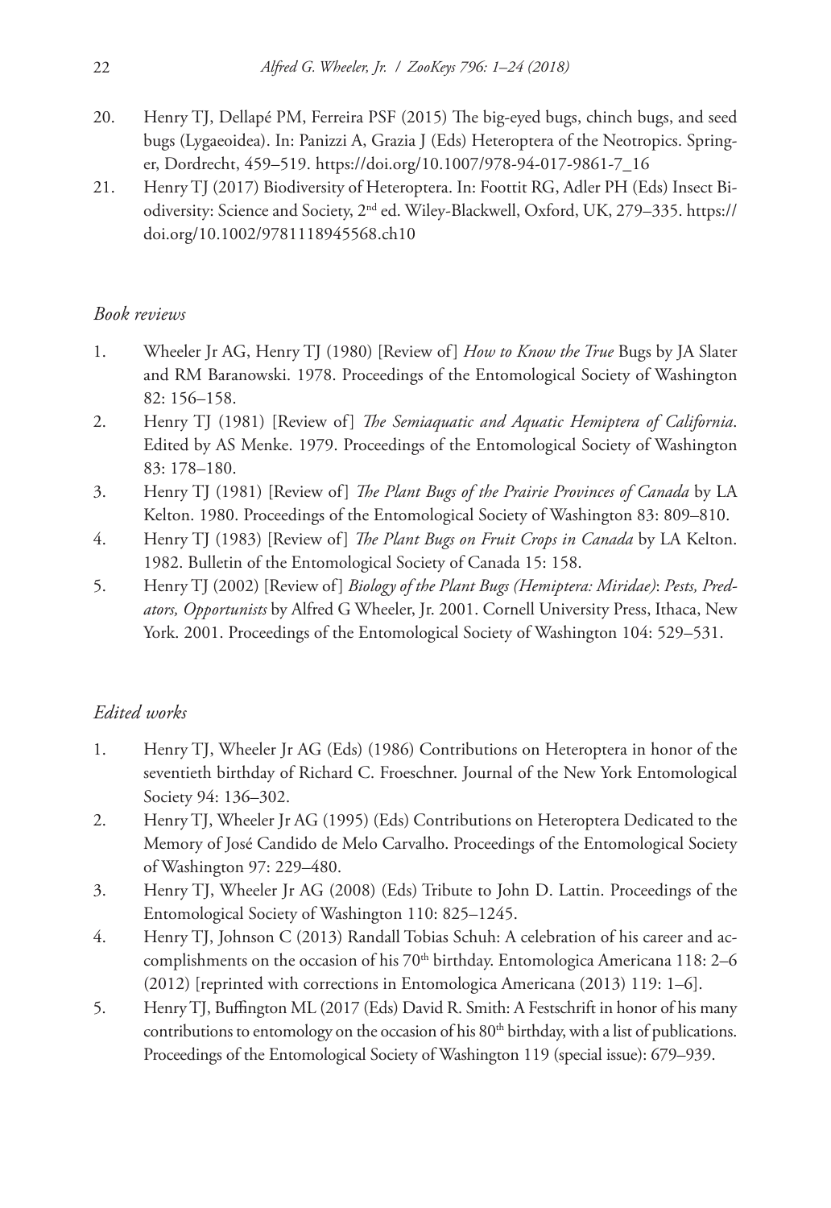20. Henry TJ, Dellapé PM, Ferreira PSF (2015) The big-eyed bugs, chinch bugs, and seed bugs (Lygaeoidea). In: Panizzi A, Grazia J (Eds) Heteroptera of the Neotropics. Springer, Dordrecht, 459–519. https://doi.org/10.1007/978-94-017-9861-7_16
21. Henry TJ (2017) Biodiversity of Heteroptera. In: Foottit RG, Adler PH (Eds) Insect Biodiversity: Science and Society, 2nd ed. Wiley-Blackwell, Oxford, UK, 279–335. https://doi.org/10.1002/9781118945568.ch10

### *Book reviews*

1. Wheeler Jr AG, Henry TJ (1980) [Review of] *How to Know the True* Bugs by JA Slater and RM Baranowski. 1978. Proceedings of the Entomological Society of Washington 82: 156–158.
2. Henry TJ (1981) [Review of] *The Semiaquatic and Aquatic Hemiptera of California*. Edited by AS Menke. 1979. Proceedings of the Entomological Society of Washington 83: 178–180.
3. Henry TJ (1981) [Review of] *The Plant Bugs of the Prairie Provinces of Canada* by LA Kelton. 1980. Proceedings of the Entomological Society of Washington 83: 809–810.
4. Henry TJ (1983) [Review of] *The Plant Bugs on Fruit Crops in Canada* by LA Kelton. 1982. Bulletin of the Entomological Society of Canada 15: 158.
5. Henry TJ (2002) [Review of] *Biology of the Plant Bugs (Hemiptera: Miridae)*: *Pests, Predators, Opportunists* by Alfred G Wheeler, Jr. 2001. Cornell University Press, Ithaca, New York. 2001. Proceedings of the Entomological Society of Washington 104: 529–531.

### *Edited works*

1. Henry TJ, Wheeler Jr AG (Eds) (1986) Contributions on Heteroptera in honor of the seventieth birthday of Richard C. Froeschner. Journal of the New York Entomological Society 94: 136–302.
2. Henry TJ, Wheeler Jr AG (1995) (Eds) Contributions on Heteroptera Dedicated to the Memory of José Candido de Melo Carvalho. Proceedings of the Entomological Society of Washington 97: 229–480.
3. Henry TJ, Wheeler Jr AG (2008) (Eds) Tribute to John D. Lattin. Proceedings of the Entomological Society of Washington 110: 825–1245.
4. Henry TJ, Johnson C (2013) Randall Tobias Schuh: A celebration of his career and accomplishments on the occasion of his 70th birthday. Entomologica Americana 118: 2–6 (2012) [reprinted with corrections in Entomologica Americana (2013) 119: 1–6].
5. Henry TJ, Buffington ML (2017 (Eds) David R. Smith: A Festschrift in honor of his many contributions to entomology on the occasion of his 80th birthday, with a list of publications. Proceedings of the Entomological Society of Washington 119 (special issue): 679–939.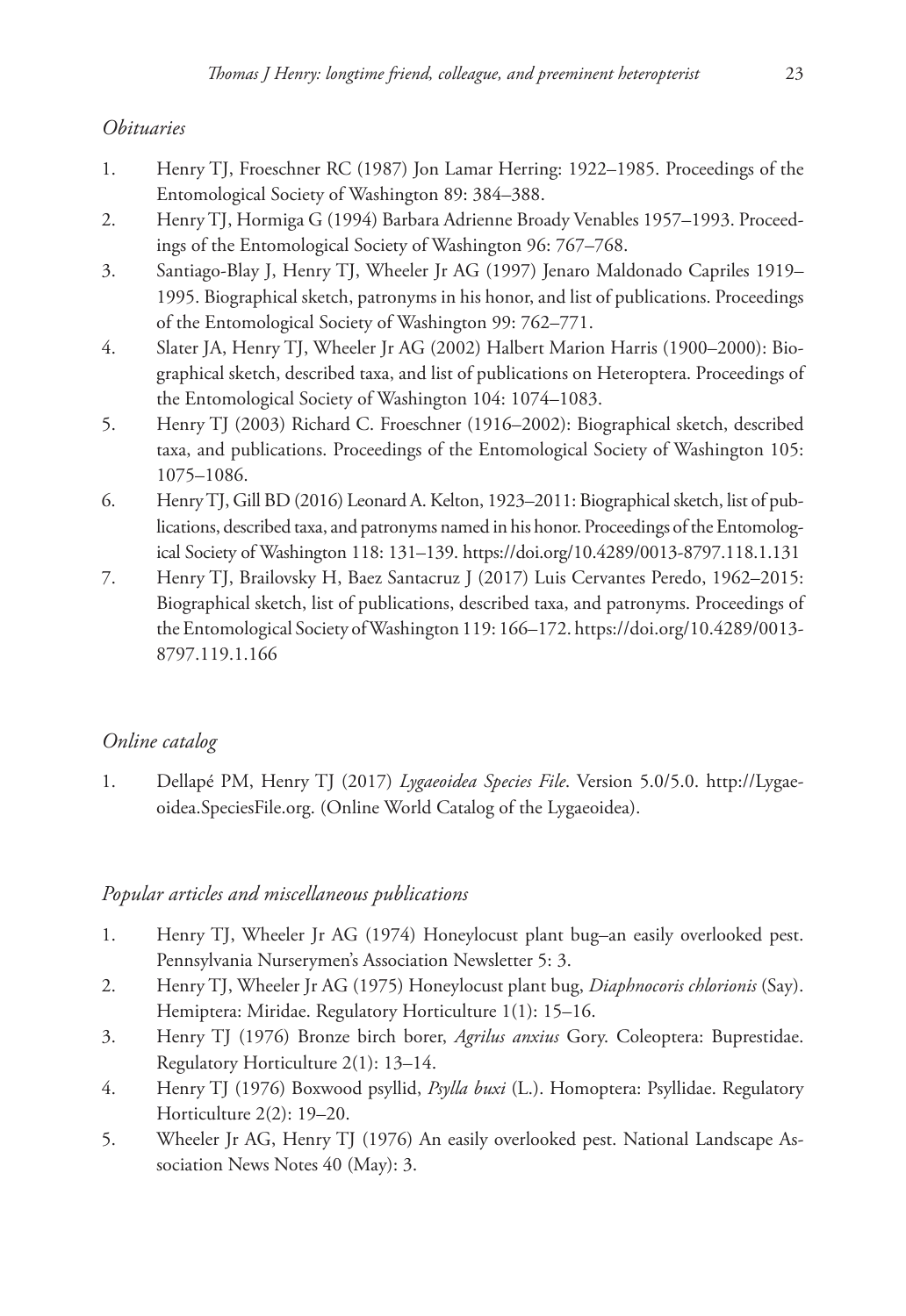*Obituaries*

1. Henry TJ, Froeschner RC (1987) Jon Lamar Herring: 1922–1985. Proceedings of the Entomological Society of Washington 89: 384–388.
2. Henry TJ, Hormiga G (1994) Barbara Adrienne Broady Venables 1957–1993. Proceedings of the Entomological Society of Washington 96: 767–768.
3. Santiago-Blay J, Henry TJ, Wheeler Jr AG (1997) Jenaro Maldonado Capriles 1919–1995. Biographical sketch, patronyms in his honor, and list of publications. Proceedings of the Entomological Society of Washington 99: 762–771.
4. Slater JA, Henry TJ, Wheeler Jr AG (2002) Halbert Marion Harris (1900–2000): Biographical sketch, described taxa, and list of publications on Heteroptera. Proceedings of the Entomological Society of Washington 104: 1074–1083.
5. Henry TJ (2003) Richard C. Froeschner (1916–2002): Biographical sketch, described taxa, and publications. Proceedings of the Entomological Society of Washington 105: 1075–1086.
6. Henry TJ, Gill BD (2016) Leonard A. Kelton, 1923–2011: Biographical sketch, list of publications, described taxa, and patronyms named in his honor. Proceedings of the Entomological Society of Washington 118: 131–139. https://doi.org/10.4289/0013-8797.118.1.131
7. Henry TJ, Brailovsky H, Baez Santacruz J (2017) Luis Cervantes Peredo, 1962–2015: Biographical sketch, list of publications, described taxa, and patronyms. Proceedings of the Entomological Society of Washington 119: 166–172. https://doi.org/10.4289/0013-8797.119.1.166

*Online catalog*

1. Dellapé PM, Henry TJ (2017) *Lygaeoidea Species File*. Version 5.0/5.0. http://Lygaeoidea.SpeciesFile.org. (Online World Catalog of the Lygaeoidea).

*Popular articles and miscellaneous publications*

1. Henry TJ, Wheeler Jr AG (1974) Honeylocust plant bug–an easily overlooked pest. Pennsylvania Nurserymen's Association Newsletter 5: 3.
2. Henry TJ, Wheeler Jr AG (1975) Honeylocust plant bug, *Diaphnocoris chlorionis* (Say). Hemiptera: Miridae. Regulatory Horticulture 1(1): 15–16.
3. Henry TJ (1976) Bronze birch borer, *Agrilus anxius* Gory. Coleoptera: Buprestidae. Regulatory Horticulture 2(1): 13–14.
4. Henry TJ (1976) Boxwood psyllid, *Psylla buxi* (L.). Homoptera: Psyllidae. Regulatory Horticulture 2(2): 19–20.
5. Wheeler Jr AG, Henry TJ (1976) An easily overlooked pest. National Landscape Association News Notes 40 (May): 3.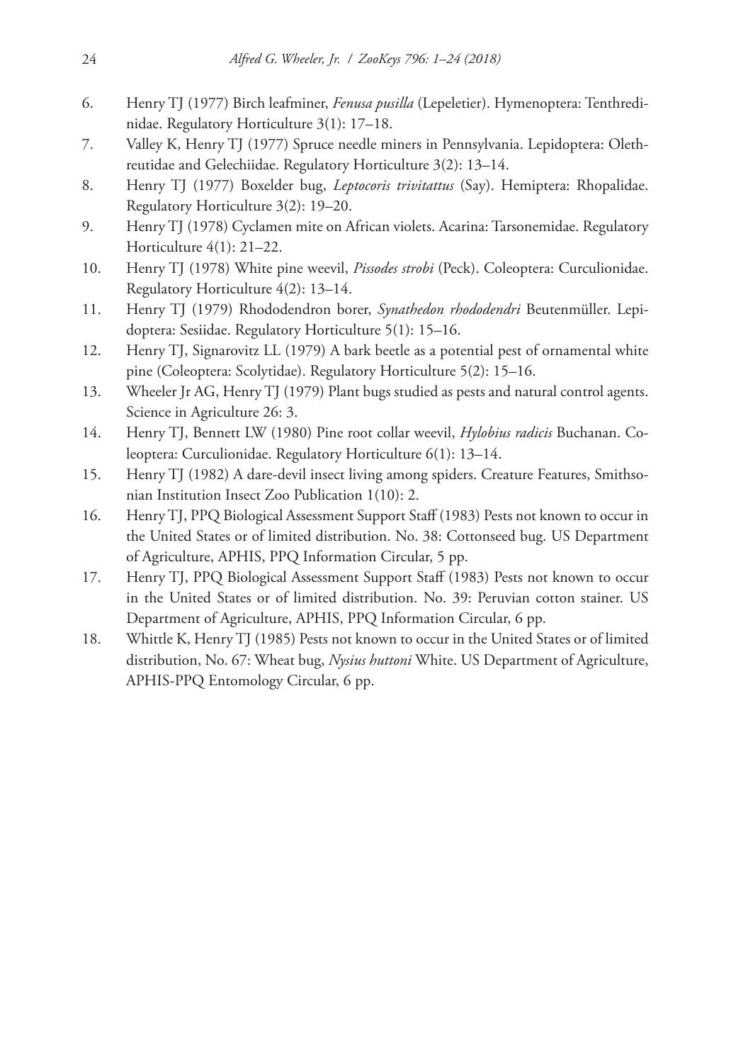6. Henry TJ (1977) Birch leafminer, *Fenusa pusilla* (Lepeletier). Hymenoptera: Tenthredinidae. Regulatory Horticulture 3(1): 17–18.
7. Valley K, Henry TJ (1977) Spruce needle miners in Pennsylvania. Lepidoptera: Olethreutidae and Gelechiidae. Regulatory Horticulture 3(2): 13–14.
8. Henry TJ (1977) Boxelder bug, *Leptocoris trivitattus* (Say). Hemiptera: Rhopalidae. Regulatory Horticulture 3(2): 19–20.
9. Henry TJ (1978) Cyclamen mite on African violets. Acarina: Tarsonemidae. Regulatory Horticulture 4(1): 21–22.
10. Henry TJ (1978) White pine weevil, *Pissodes strobi* (Peck). Coleoptera: Curculionidae. Regulatory Horticulture 4(2): 13–14.
11. Henry TJ (1979) Rhododendron borer, *Synathedon rhododendri* Beutenmüller. Lepidoptera: Sesiidae. Regulatory Horticulture 5(1): 15–16.
12. Henry TJ, Signarovitz LL (1979) A bark beetle as a potential pest of ornamental white pine (Coleoptera: Scolytidae). Regulatory Horticulture 5(2): 15–16.
13. Wheeler Jr AG, Henry TJ (1979) Plant bugs studied as pests and natural control agents. Science in Agriculture 26: 3.
14. Henry TJ, Bennett LW (1980) Pine root collar weevil, *Hylobius radicis* Buchanan. Coleoptera: Curculionidae. Regulatory Horticulture 6(1): 13–14.
15. Henry TJ (1982) A dare-devil insect living among spiders. Creature Features, Smithsonian Institution Insect Zoo Publication 1(10): 2.
16. Henry TJ, PPQ Biological Assessment Support Staff (1983) Pests not known to occur in the United States or of limited distribution. No. 38: Cottonseed bug. US Department of Agriculture, APHIS, PPQ Information Circular, 5 pp.
17. Henry TJ, PPQ Biological Assessment Support Staff (1983) Pests not known to occur in the United States or of limited distribution. No. 39: Peruvian cotton stainer. US Department of Agriculture, APHIS, PPQ Information Circular, 6 pp.
18. Whittle K, Henry TJ (1985) Pests not known to occur in the United States or of limited distribution, No. 67: Wheat bug, *Nysius huttoni* White. US Department of Agriculture, APHIS-PPQ Entomology Circular, 6 pp.